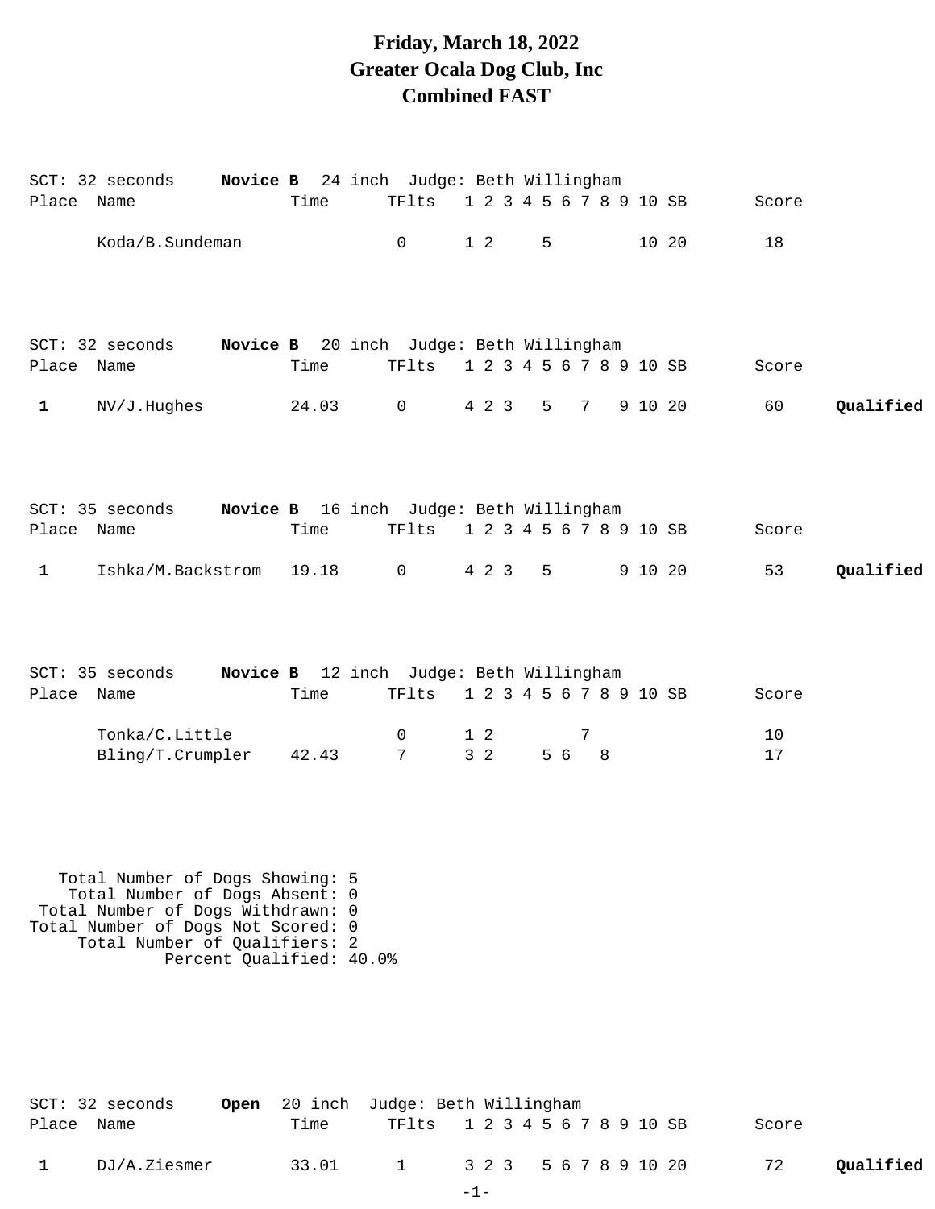# Friday, March 18, 2022
# Greater Ocala Dog Club, Inc
# Combined FAST

SCT: 32 seconds **Novice B** 24 inch Judge: Beth Willingham

| Place | Name | Time | TFlts | 1 | 2 | 3 | 4 | 5 | 6 | 7 | 8 | 9 | 10 | SB | Score | |
|---|---|---|---|---|---|---|---|---|---|---|---|---|---|---|---|---|
| | Koda/B.Sundeman | | 0 | 1 | 2 | | | 5 | | | | | 10 | 20 | 18 | |

SCT: 32 seconds **Novice B** 20 inch Judge: Beth Willingham

| Place | Name | Time | TFlts | 1 | 2 | 3 | 4 | 5 | 6 | 7 | 8 | 9 | 10 | SB | Score | |
|---|---|---|---|---|---|---|---|---|---|---|---|---|---|---|---|---|
| 1 | NV/J.Hughes | 24.03 | 0 | 4 | 2 | 3 | | 5 | | 7 | | 9 | 10 | 20 | 60 | **Qualified** |

SCT: 35 seconds **Novice B** 16 inch Judge: Beth Willingham

| Place | Name | Time | TFlts | 1 | 2 | 3 | 4 | 5 | 6 | 7 | 8 | 9 | 10 | SB | Score | |
|---|---|---|---|---|---|---|---|---|---|---|---|---|---|---|---|---|
| 1 | Ishka/M.Backstrom | 19.18 | 0 | 4 | 2 | 3 | | 5 | | | | 9 | 10 | 20 | 53 | **Qualified** |

SCT: 35 seconds **Novice B** 12 inch Judge: Beth Willingham

| Place | Name | Time | TFlts | 1 | 2 | 3 | 4 | 5 | 6 | 7 | 8 | 9 | 10 | SB | Score | |
|---|---|---|---|---|---|---|---|---|---|---|---|---|---|---|---|---|
| | Tonka/C.Little | | 0 | 1 | 2 | | | | | 7 | | | | | 10 | |
| | Bling/T.Crumpler | 42.43 | 7 | 3 | 2 | | | 5 | 6 | | 8 | | | | 17 | |

Total Number of Dogs Showing: 5
Total Number of Dogs Absent: 0
Total Number of Dogs Withdrawn: 0
Total Number of Dogs Not Scored: 0
Total Number of Qualifiers: 2
Percent Qualified: 40.0%

SCT: 32 seconds **Open** 20 inch Judge: Beth Willingham

| Place | Name | Time | TFlts | 1 | 2 | 3 | 4 | 5 | 6 | 7 | 8 | 9 | 10 | SB | Score | |
|---|---|---|---|---|---|---|---|---|---|---|---|---|---|---|---|---|
| 1 | DJ/A.Ziesmer | 33.01 | 1 | 3 | 2 | 3 | | 5 | 6 | 7 | 8 | 9 | 10 | 20 | 72 | **Qualified** |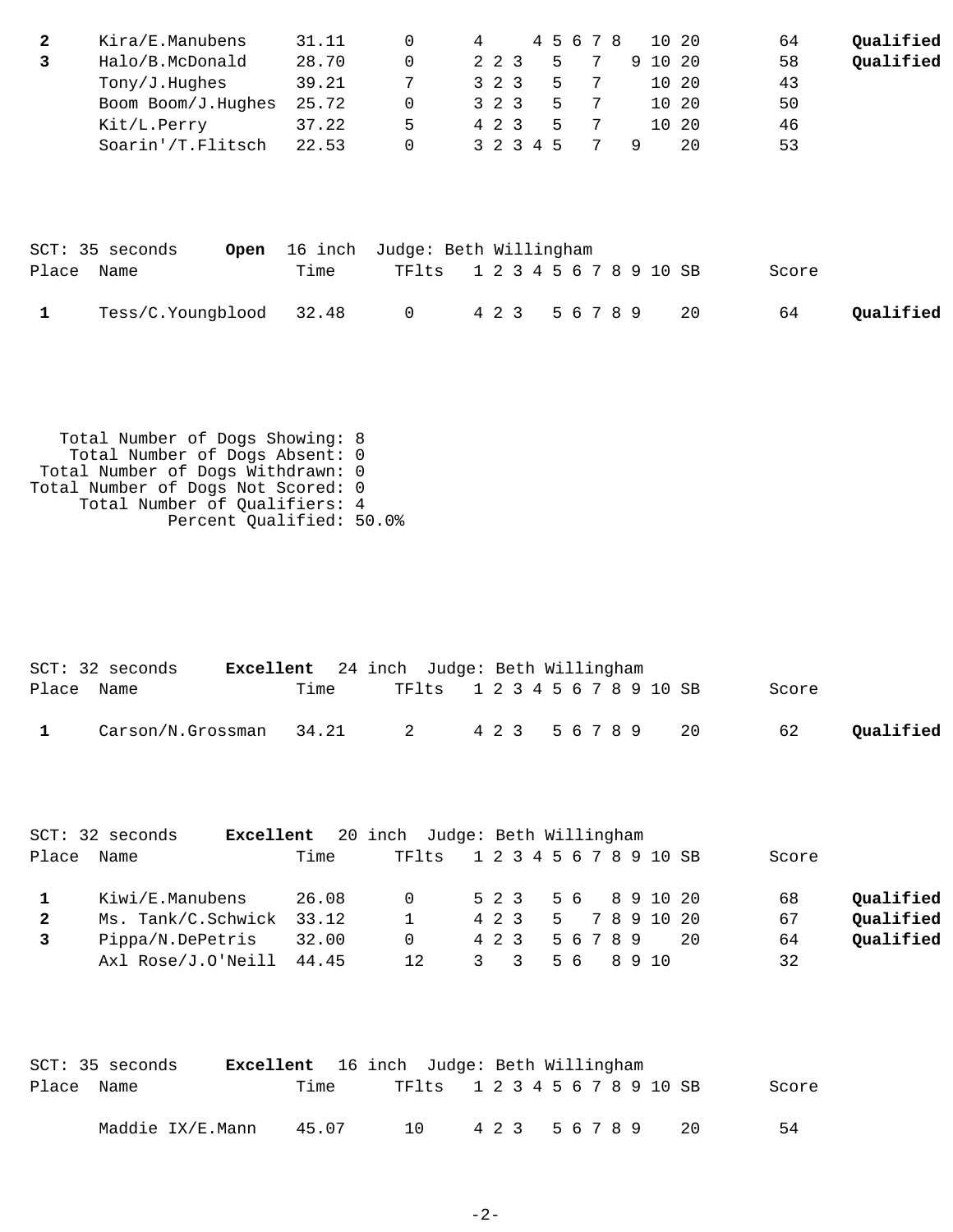| Place | Name | Time | TFlts | 1 | 2 | 3 | 4 | 5 | 6 | 7 | 8 | 9 | 10 | SB | Score | |
|---|---|---|---|---|---|---|---|---|---|---|---|---|---|---|---|---|
| **2** | Kira/E.Manubens | 31.11 | 0 | 4 | | | 4 | 5 | 6 | 7 | 8 | | 10 | 20 | 64 | **Qualified** |
| **3** | Halo/B.McDonald | 28.70 | 0 | 2 | 2 | 3 | | 5 | | 7 | | 9 | 10 | 20 | 58 | **Qualified** |
| | Tony/J.Hughes | 39.21 | 7 | 3 | 2 | 3 | | 5 | | 7 | | | 10 | 20 | 43 | |
| | Boom Boom/J.Hughes | 25.72 | 0 | 3 | 2 | 3 | | 5 | | 7 | | | 10 | 20 | 50 | |
| | Kit/L.Perry | 37.22 | 5 | 4 | 2 | 3 | | 5 | | 7 | | | 10 | 20 | 46 | |
| | Soarin'/T.Flitsch | 22.53 | 0 | 3 | 2 | 3 | 4 | 5 | | 7 | | 9 | | 20 | 53 | |

SCT: 35 seconds **Open** 16 inch Judge: Beth Willingham

| Place | Name | Time | TFlts | 1 | 2 | 3 | 4 | 5 | 6 | 7 | 8 | 9 | 10 | SB | Score | |
|---|---|---|---|---|---|---|---|---|---|---|---|---|---|---|---|---|
| **1** | Tess/C.Youngblood | 32.48 | 0 | 4 | 2 | 3 | | 5 | 6 | 7 | 8 | 9 | | 20 | 64 | **Qualified** |

```
   Total Number of Dogs Showing: 8
    Total Number of Dogs Absent: 0
 Total Number of Dogs Withdrawn: 0
Total Number of Dogs Not Scored: 0
     Total Number of Qualifiers: 4
             Percent Qualified: 50.0%
```

SCT: 32 seconds **Excellent** 24 inch Judge: Beth Willingham

| Place | Name | Time | TFlts | 1 | 2 | 3 | 4 | 5 | 6 | 7 | 8 | 9 | 10 | SB | Score | |
|---|---|---|---|---|---|---|---|---|---|---|---|---|---|---|---|---|
| **1** | Carson/N.Grossman | 34.21 | 2 | 4 | 2 | 3 | | 5 | 6 | 7 | 8 | 9 | | 20 | 62 | **Qualified** |

SCT: 32 seconds **Excellent** 20 inch Judge: Beth Willingham

| Place | Name | Time | TFlts | 1 | 2 | 3 | 4 | 5 | 6 | 7 | 8 | 9 | 10 | SB | Score | |
|---|---|---|---|---|---|---|---|---|---|---|---|---|---|---|---|---|
| **1** | Kiwi/E.Manubens | 26.08 | 0 | 5 | 2 | 3 | | 5 | 6 | | 8 | 9 | 10 | 20 | 68 | **Qualified** |
| **2** | Ms. Tank/C.Schwick | 33.12 | 1 | 4 | 2 | 3 | | 5 | | 7 | 8 | 9 | 10 | 20 | 67 | **Qualified** |
| **3** | Pippa/N.DePetris | 32.00 | 0 | 4 | 2 | 3 | | 5 | 6 | 7 | 8 | 9 | | 20 | 64 | **Qualified** |
| | Axl Rose/J.O'Neill | 44.45 | 12 | 3 | | 3 | | 5 | 6 | | 8 | 9 | 10 | | 32 | |

SCT: 35 seconds **Excellent** 16 inch Judge: Beth Willingham

| Place | Name | Time | TFlts | 1 | 2 | 3 | 4 | 5 | 6 | 7 | 8 | 9 | 10 | SB | Score | |
|---|---|---|---|---|---|---|---|---|---|---|---|---|---|---|---|---|
| | Maddie IX/E.Mann | 45.07 | 10 | 4 | 2 | 3 | | 5 | 6 | 7 | 8 | 9 | | 20 | 54 | |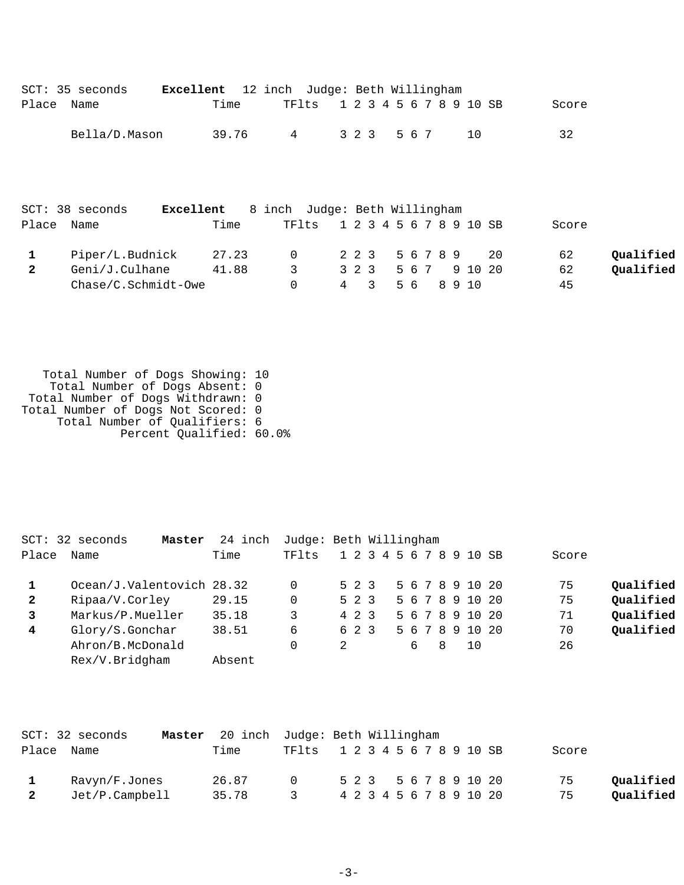SCT: 35 seconds **Excellent** 12 inch Judge: Beth Willingham

| Place | Name | Time | TFlts | 1 | 2 | 3 | 4 | 5 | 6 | 7 | 8 | 9 | 10 | SB | Score | |
|---|---|---|---|---|---|---|---|---|---|---|---|---|---|---|---|---|
| | Bella/D.Mason | 39.76 | 4 | 3 | 2 | 3 | | 5 | 6 | 7 | | | 10 | | 32 | |

SCT: 38 seconds **Excellent** 8 inch Judge: Beth Willingham

| Place | Name | Time | TFlts | 1 | 2 | 3 | 4 | 5 | 6 | 7 | 8 | 9 | 10 | SB | Score | |
|---|---|---|---|---|---|---|---|---|---|---|---|---|---|---|---|---|
| 1 | Piper/L.Budnick | 27.23 | 0 | 2 | 2 | 3 | | 5 | 6 | 7 | 8 | 9 | | 20 | 62 | **Qualified** |
| 2 | Geni/J.Culhane | 41.88 | 3 | 3 | 2 | 3 | | 5 | 6 | 7 | | 9 | 10 | 20 | 62 | **Qualified** |
| | Chase/C.Schmidt-Owe | | 0 | 4 | | 3 | | 5 | 6 | | 8 | 9 | 10 | | 45 | |

Total Number of Dogs Showing: 10
Total Number of Dogs Absent: 0
Total Number of Dogs Withdrawn: 0
Total Number of Dogs Not Scored: 0
Total Number of Qualifiers: 6
Percent Qualified: 60.0%

SCT: 32 seconds **Master** 24 inch Judge: Beth Willingham

| Place | Name | Time | TFlts | 1 | 2 | 3 | 4 | 5 | 6 | 7 | 8 | 9 | 10 | SB | Score | |
|---|---|---|---|---|---|---|---|---|---|---|---|---|---|---|---|---|
| 1 | Ocean/J.Valentovich | 28.32 | 0 | 5 | 2 | 3 | | 5 | 6 | 7 | 8 | 9 | 10 | 20 | 75 | **Qualified** |
| 2 | Ripaa/V.Corley | 29.15 | 0 | 5 | 2 | 3 | | 5 | 6 | 7 | 8 | 9 | 10 | 20 | 75 | **Qualified** |
| 3 | Markus/P.Mueller | 35.18 | 3 | 4 | 2 | 3 | | 5 | 6 | 7 | 8 | 9 | 10 | 20 | 71 | **Qualified** |
| 4 | Glory/S.Gonchar | 38.51 | 6 | 6 | 2 | 3 | | 5 | 6 | 7 | 8 | 9 | 10 | 20 | 70 | **Qualified** |
| | Ahron/B.McDonald | | 0 | 2 | | | | | 6 | | 8 | | 10 | | 26 | |
| | Rex/V.Bridgham | Absent | | | | | | | | | | | | | | |

SCT: 32 seconds **Master** 20 inch Judge: Beth Willingham

| Place | Name | Time | TFlts | 1 | 2 | 3 | 4 | 5 | 6 | 7 | 8 | 9 | 10 | SB | Score | |
|---|---|---|---|---|---|---|---|---|---|---|---|---|---|---|---|---|
| 1 | Ravyn/F.Jones | 26.87 | 0 | 5 | 2 | 3 | | 5 | 6 | 7 | 8 | 9 | 10 | 20 | 75 | **Qualified** |
| 2 | Jet/P.Campbell | 35.78 | 3 | 4 | 2 | 3 | 4 | 5 | 6 | 7 | 8 | 9 | 10 | 20 | 75 | **Qualified** |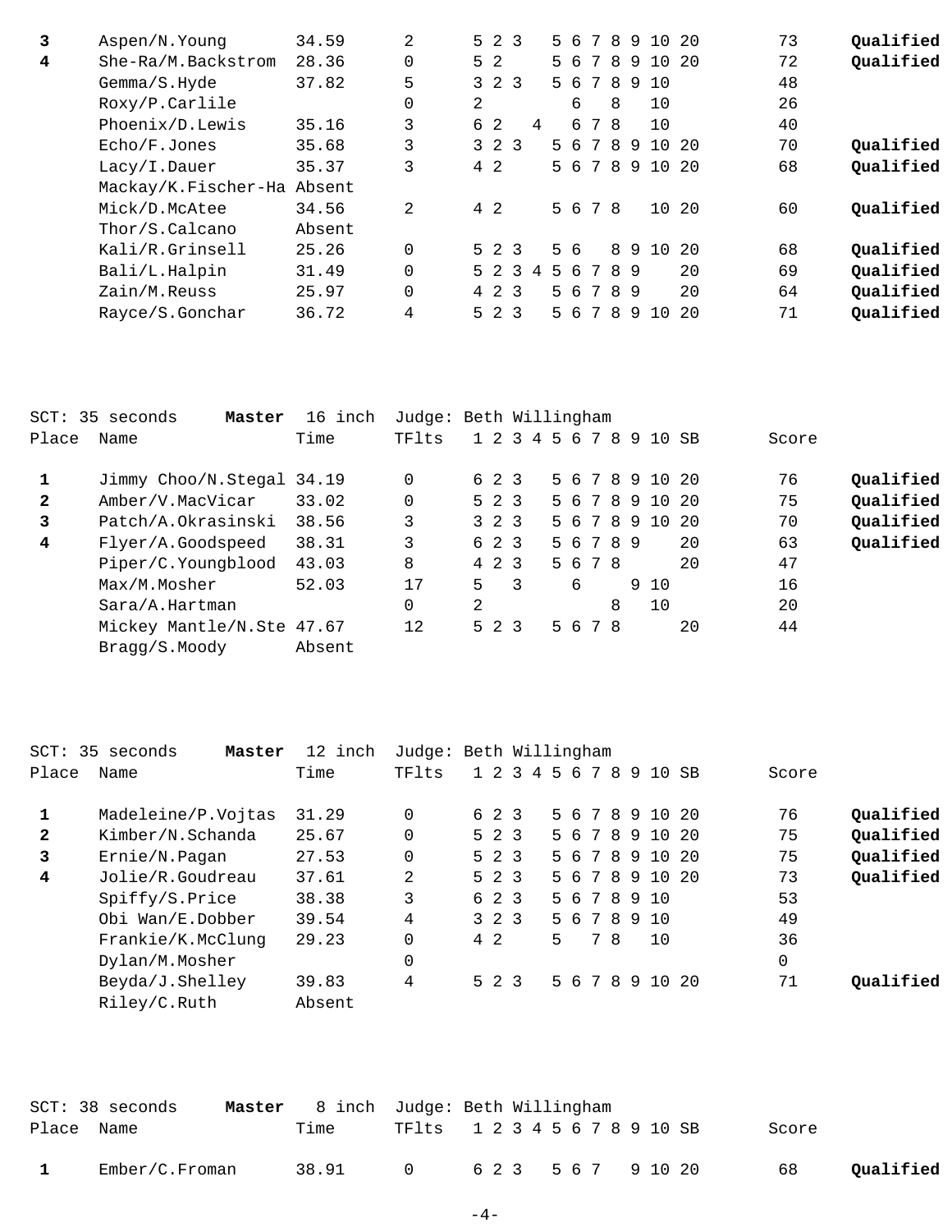| Place | Name | Time | TFlts | 1 | 2 | 3 | 4 | 5 | 6 | 7 | 8 | 9 | 10 | SB | Score | |
|---|---|---|---|---|---|---|---|---|---|---|---|---|---|---|---|---|
| **3** | Aspen/N.Young | 34.59 | 2 | 5 | 2 | 3 | | 5 | 6 | 7 | 8 | 9 | 10 | 20 | 73 | **Qualified** |
| **4** | She-Ra/M.Backstrom | 28.36 | 0 | 5 | 2 | | | 5 | 6 | 7 | 8 | 9 | 10 | 20 | 72 | **Qualified** |
| | Gemma/S.Hyde | 37.82 | 5 | 3 | 2 | 3 | | 5 | 6 | 7 | 8 | 9 | 10 | | 48 | |
| | Roxy/P.Carlile | | 0 | 2 | | | | | 6 | | 8 | | 10 | | 26 | |
| | Phoenix/D.Lewis | 35.16 | 3 | 6 | 2 | | 4 | | 6 | 7 | 8 | | 10 | | 40 | |
| | Echo/F.Jones | 35.68 | 3 | 3 | 2 | 3 | | 5 | 6 | 7 | 8 | 9 | 10 | 20 | 70 | **Qualified** |
| | Lacy/I.Dauer | 35.37 | 3 | 4 | 2 | | | 5 | 6 | 7 | 8 | 9 | 10 | 20 | 68 | **Qualified** |
| | Mackay/K.Fischer-Ha | Absent | | | | | | | | | | | | | | |
| | Mick/D.McAtee | 34.56 | 2 | 4 | 2 | | | 5 | 6 | 7 | 8 | | 10 | 20 | 60 | **Qualified** |
| | Thor/S.Calcano | Absent | | | | | | | | | | | | | | |
| | Kali/R.Grinsell | 25.26 | 0 | 5 | 2 | 3 | | 5 | 6 | | 8 | 9 | 10 | 20 | 68 | **Qualified** |
| | Bali/L.Halpin | 31.49 | 0 | 5 | 2 | 3 | 4 | 5 | 6 | 7 | 8 | 9 | | 20 | 69 | **Qualified** |
| | Zain/M.Reuss | 25.97 | 0 | 4 | 2 | 3 | | 5 | 6 | 7 | 8 | 9 | | 20 | 64 | **Qualified** |
| | Rayce/S.Gonchar | 36.72 | 4 | 5 | 2 | 3 | | 5 | 6 | 7 | 8 | 9 | 10 | 20 | 71 | **Qualified** |

SCT: 35 seconds **Master** 16 inch Judge: Beth Willingham

| Place | Name | Time | TFlts | 1 | 2 | 3 | 4 | 5 | 6 | 7 | 8 | 9 | 10 | SB | Score | |
|---|---|---|---|---|---|---|---|---|---|---|---|---|---|---|---|---|
| **1** | Jimmy Choo/N.Stegal | 34.19 | 0 | 6 | 2 | 3 | | 5 | 6 | 7 | 8 | 9 | 10 | 20 | 76 | **Qualified** |
| **2** | Amber/V.MacVicar | 33.02 | 0 | 5 | 2 | 3 | | 5 | 6 | 7 | 8 | 9 | 10 | 20 | 75 | **Qualified** |
| **3** | Patch/A.Okrasinski | 38.56 | 3 | 3 | 2 | 3 | | 5 | 6 | 7 | 8 | 9 | 10 | 20 | 70 | **Qualified** |
| **4** | Flyer/A.Goodspeed | 38.31 | 3 | 6 | 2 | 3 | | 5 | 6 | 7 | 8 | 9 | | 20 | 63 | **Qualified** |
| | Piper/C.Youngblood | 43.03 | 8 | 4 | 2 | 3 | | 5 | 6 | 7 | 8 | | | 20 | 47 | |
| | Max/M.Mosher | 52.03 | 17 | 5 | | 3 | | | 6 | | | 9 | 10 | | 16 | |
| | Sara/A.Hartman | | 0 | 2 | | | | | | | 8 | | 10 | | 20 | |
| | Mickey Mantle/N.Ste | 47.67 | 12 | 5 | 2 | 3 | | 5 | 6 | 7 | 8 | | | 20 | 44 | |
| | Bragg/S.Moody | Absent | | | | | | | | | | | | | | |

SCT: 35 seconds **Master** 12 inch Judge: Beth Willingham

| Place | Name | Time | TFlts | 1 | 2 | 3 | 4 | 5 | 6 | 7 | 8 | 9 | 10 | SB | Score | |
|---|---|---|---|---|---|---|---|---|---|---|---|---|---|---|---|---|
| **1** | Madeleine/P.Vojtas | 31.29 | 0 | 6 | 2 | 3 | | 5 | 6 | 7 | 8 | 9 | 10 | 20 | 76 | **Qualified** |
| **2** | Kimber/N.Schanda | 25.67 | 0 | 5 | 2 | 3 | | 5 | 6 | 7 | 8 | 9 | 10 | 20 | 75 | **Qualified** |
| **3** | Ernie/N.Pagan | 27.53 | 0 | 5 | 2 | 3 | | 5 | 6 | 7 | 8 | 9 | 10 | 20 | 75 | **Qualified** |
| **4** | Jolie/R.Goudreau | 37.61 | 2 | 5 | 2 | 3 | | 5 | 6 | 7 | 8 | 9 | 10 | 20 | 73 | **Qualified** |
| | Spiffy/S.Price | 38.38 | 3 | 6 | 2 | 3 | | 5 | 6 | 7 | 8 | 9 | 10 | | 53 | |
| | Obi Wan/E.Dobber | 39.54 | 4 | 3 | 2 | 3 | | 5 | 6 | 7 | 8 | 9 | 10 | | 49 | |
| | Frankie/K.McClung | 29.23 | 0 | 4 | 2 | | | 5 | | 7 | 8 | | 10 | | 36 | |
| | Dylan/M.Mosher | | 0 | | | | | | | | | | | | 0 | |
| | Beyda/J.Shelley | 39.83 | 4 | 5 | 2 | 3 | | 5 | 6 | 7 | 8 | 9 | 10 | 20 | 71 | **Qualified** |
| | Riley/C.Ruth | Absent | | | | | | | | | | | | | | |

SCT: 38 seconds **Master** 8 inch Judge: Beth Willingham

| Place | Name | Time | TFlts | 1 | 2 | 3 | 4 | 5 | 6 | 7 | 8 | 9 | 10 | SB | Score | |
|---|---|---|---|---|---|---|---|---|---|---|---|---|---|---|---|---|
| **1** | Ember/C.Froman | 38.91 | 0 | 6 | 2 | 3 | | 5 | 6 | 7 | | 9 | 10 | 20 | 68 | **Qualified** |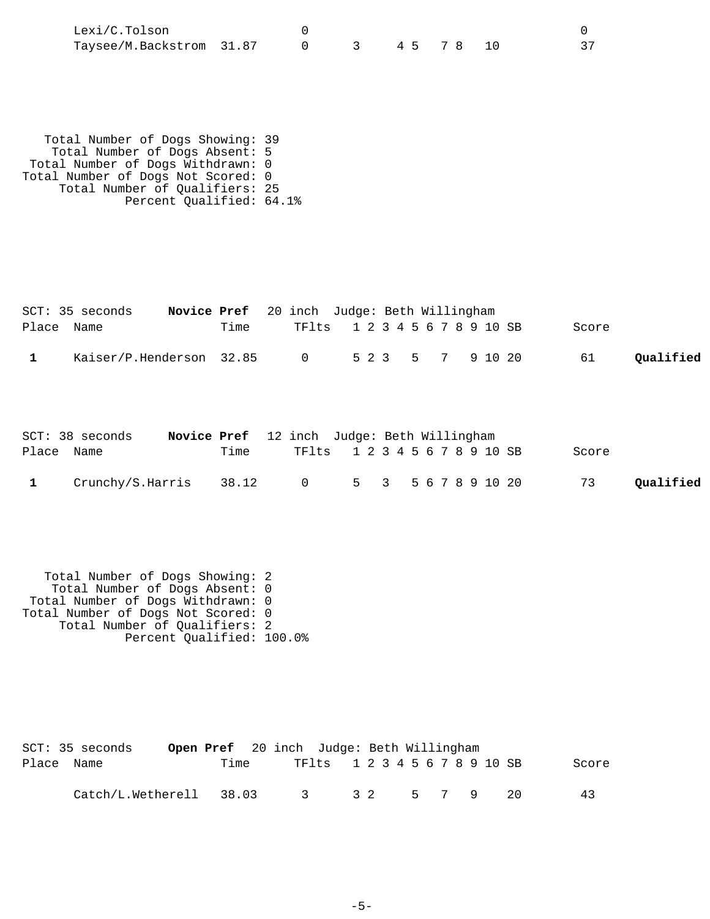| Place | Name | Time | TFlts | 1 | 2 | 3 | 4 | 5 | 6 | 7 | 8 | 9 | 10 | SB | Score | |
|---|---|---|---|---|---|---|---|---|---|---|---|---|---|---|---|---|
| | Lexi/C.Tolson | | 0 | | | | | | | | | | | | 0 | |
| | Taysee/M.Backstrom | 31.87 | 0 | 3 | | | 4 | 5 | | 7 | 8 | | 10 | | 37 | |

Total Number of Dogs Showing: 39
Total Number of Dogs Absent: 5
Total Number of Dogs Withdrawn: 0
Total Number of Dogs Not Scored: 0
Total Number of Qualifiers: 25
Percent Qualified: 64.1%

SCT: 35 seconds **Novice Pref** 20 inch Judge: Beth Willingham

| Place | Name | Time | TFlts | 1 | 2 | 3 | 4 | 5 | 6 | 7 | 8 | 9 | 10 | SB | Score | |
|---|---|---|---|---|---|---|---|---|---|---|---|---|---|---|---|---|
| 1 | Kaiser/P.Henderson | 32.85 | 0 | 5 | 2 | 3 | | 5 | | 7 | | 9 | 10 | 20 | 61 | **Qualified** |

SCT: 38 seconds **Novice Pref** 12 inch Judge: Beth Willingham

| Place | Name | Time | TFlts | 1 | 2 | 3 | 4 | 5 | 6 | 7 | 8 | 9 | 10 | SB | Score | |
|---|---|---|---|---|---|---|---|---|---|---|---|---|---|---|---|---|
| 1 | Crunchy/S.Harris | 38.12 | 0 | 5 | | 3 | | 5 | 6 | 7 | 8 | 9 | 10 | 20 | 73 | **Qualified** |

Total Number of Dogs Showing: 2
Total Number of Dogs Absent: 0
Total Number of Dogs Withdrawn: 0
Total Number of Dogs Not Scored: 0
Total Number of Qualifiers: 2
Percent Qualified: 100.0%

SCT: 35 seconds **Open Pref** 20 inch Judge: Beth Willingham

| Place | Name | Time | TFlts | 1 | 2 | 3 | 4 | 5 | 6 | 7 | 8 | 9 | 10 | SB | Score |
|---|---|---|---|---|---|---|---|---|---|---|---|---|---|---|---|
| | Catch/L.Wetherell | 38.03 | 3 | 3 | 2 | | | 5 | | 7 | | 9 | | 20 | 43 |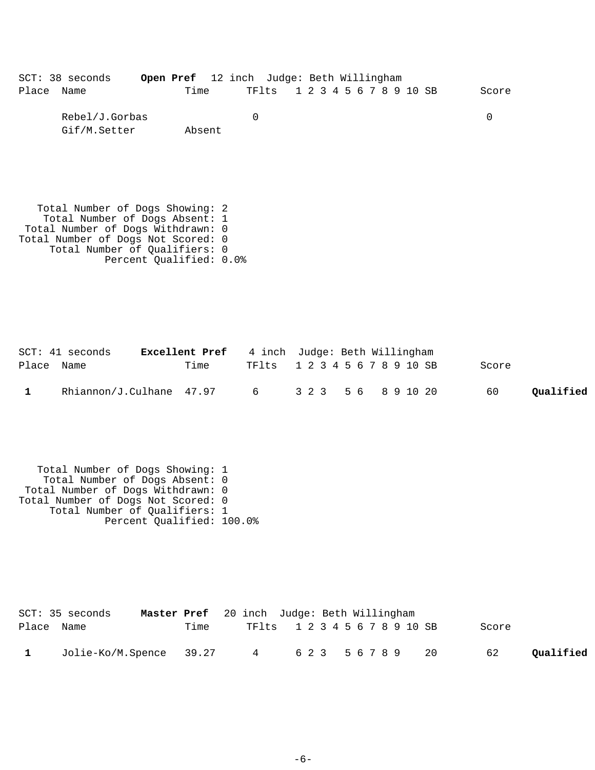SCT: 38 seconds **Open Pref** 12 inch Judge: Beth Willingham

| Place | Name | Time | TFlts | 1 | 2 | 3 | 4 | 5 | 6 | 7 | 8 | 9 | 10 | SB | Score | |
|---|---|---|---|---|---|---|---|---|---|---|---|---|---|---|---|---|
| | Rebel/J.Gorbas | | 0 | | | | | | | | | | | | 0 | |
| | Gif/M.Setter | Absent | | | | | | | | | | | | | | |

Total Number of Dogs Showing: 2
Total Number of Dogs Absent: 1
Total Number of Dogs Withdrawn: 0
Total Number of Dogs Not Scored: 0
Total Number of Qualifiers: 0
Percent Qualified: 0.0%

SCT: 41 seconds **Excellent Pref** 4 inch Judge: Beth Willingham

| Place | Name | Time | TFlts | 1 | 2 | 3 | 4 | 5 | 6 | 7 | 8 | 9 | 10 | SB | Score | |
|---|---|---|---|---|---|---|---|---|---|---|---|---|---|---|---|---|
| **1** | Rhiannon/J.Culhane | 47.97 | 6 | 3 | 2 | 3 | | 5 | 6 | | 8 | 9 | 10 | 20 | 60 | **Qualified** |

Total Number of Dogs Showing: 1
Total Number of Dogs Absent: 0
Total Number of Dogs Withdrawn: 0
Total Number of Dogs Not Scored: 0
Total Number of Qualifiers: 1
Percent Qualified: 100.0%

SCT: 35 seconds **Master Pref** 20 inch Judge: Beth Willingham

| Place | Name | Time | TFlts | 1 | 2 | 3 | 4 | 5 | 6 | 7 | 8 | 9 | 10 | SB | Score | |
|---|---|---|---|---|---|---|---|---|---|---|---|---|---|---|---|---|
| **1** | Jolie-Ko/M.Spence | 39.27 | 4 | 6 | 2 | 3 | | 5 | 6 | 7 | 8 | 9 | | 20 | 62 | **Qualified** |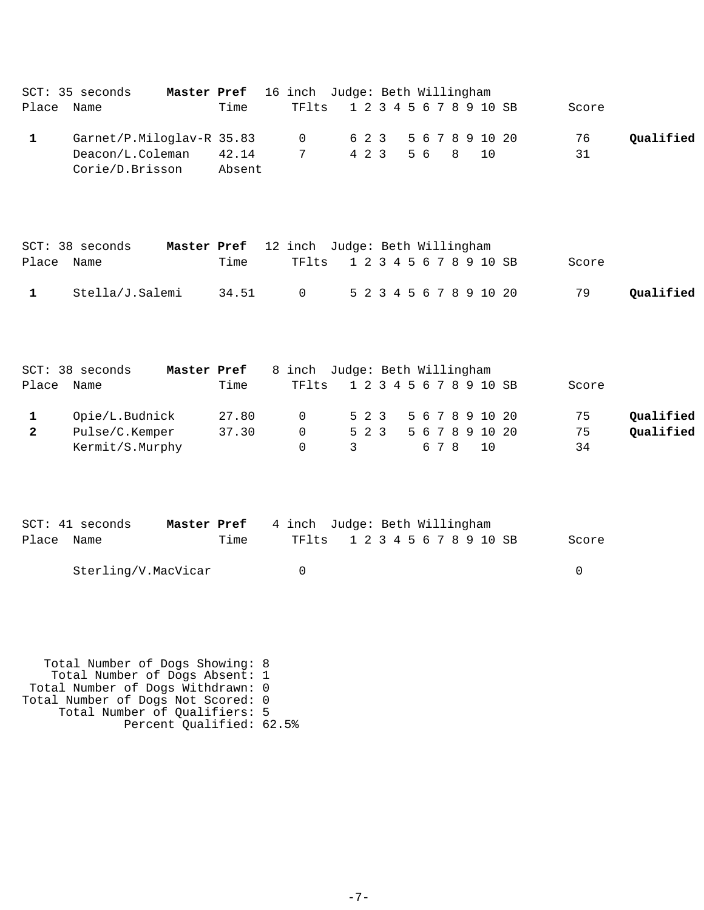SCT: 35 seconds **Master Pref** 16 inch Judge: Beth Willingham

| Place | Name | Time | TFlts | 1 | 2 | 3 | 4 | 5 | 6 | 7 | 8 | 9 | 10 | SB | Score | |
|---|---|---|---|---|---|---|---|---|---|---|---|---|---|---|---|---|
| **1** | Garnet/P.Miloglav-R | 35.83 | 0 | 6 | 2 | 3 | | 5 | 6 | 7 | 8 | 9 | 10 | 20 | 76 | **Qualified** |
| | Deacon/L.Coleman | 42.14 | 7 | 4 | 2 | 3 | | 5 | 6 | | 8 | | 10 | | 31 | |
| | Corie/D.Brisson | Absent | | | | | | | | | | | | | | |

SCT: 38 seconds **Master Pref** 12 inch Judge: Beth Willingham

| Place | Name | Time | TFlts | 1 | 2 | 3 | 4 | 5 | 6 | 7 | 8 | 9 | 10 | SB | Score | |
|---|---|---|---|---|---|---|---|---|---|---|---|---|---|---|---|---|
| **1** | Stella/J.Salemi | 34.51 | 0 | 5 | 2 | 3 | 4 | 5 | 6 | 7 | 8 | 9 | 10 | 20 | 79 | **Qualified** |

SCT: 38 seconds **Master Pref** 8 inch Judge: Beth Willingham

| Place | Name | Time | TFlts | 1 | 2 | 3 | 4 | 5 | 6 | 7 | 8 | 9 | 10 | SB | Score | |
|---|---|---|---|---|---|---|---|---|---|---|---|---|---|---|---|---|
| **1** | Opie/L.Budnick | 27.80 | 0 | 5 | 2 | 3 | | 5 | 6 | 7 | 8 | 9 | 10 | 20 | 75 | **Qualified** |
| **2** | Pulse/C.Kemper | 37.30 | 0 | 5 | 2 | 3 | | 5 | 6 | 7 | 8 | 9 | 10 | 20 | 75 | **Qualified** |
| | Kermit/S.Murphy | | 0 | 3 | | | | | 6 | 7 | 8 | | 10 | | 34 | |

SCT: 41 seconds **Master Pref** 4 inch Judge: Beth Willingham

| Place | Name | Time | TFlts | 1 | 2 | 3 | 4 | 5 | 6 | 7 | 8 | 9 | 10 | SB | Score | |
|---|---|---|---|---|---|---|---|---|---|---|---|---|---|---|---|---|
| | Sterling/V.MacVicar | | 0 | | | | | | | | | | | | 0 | |

Total Number of Dogs Showing: 8
Total Number of Dogs Absent: 1
Total Number of Dogs Withdrawn: 0
Total Number of Dogs Not Scored: 0
Total Number of Qualifiers: 5
Percent Qualified: 62.5%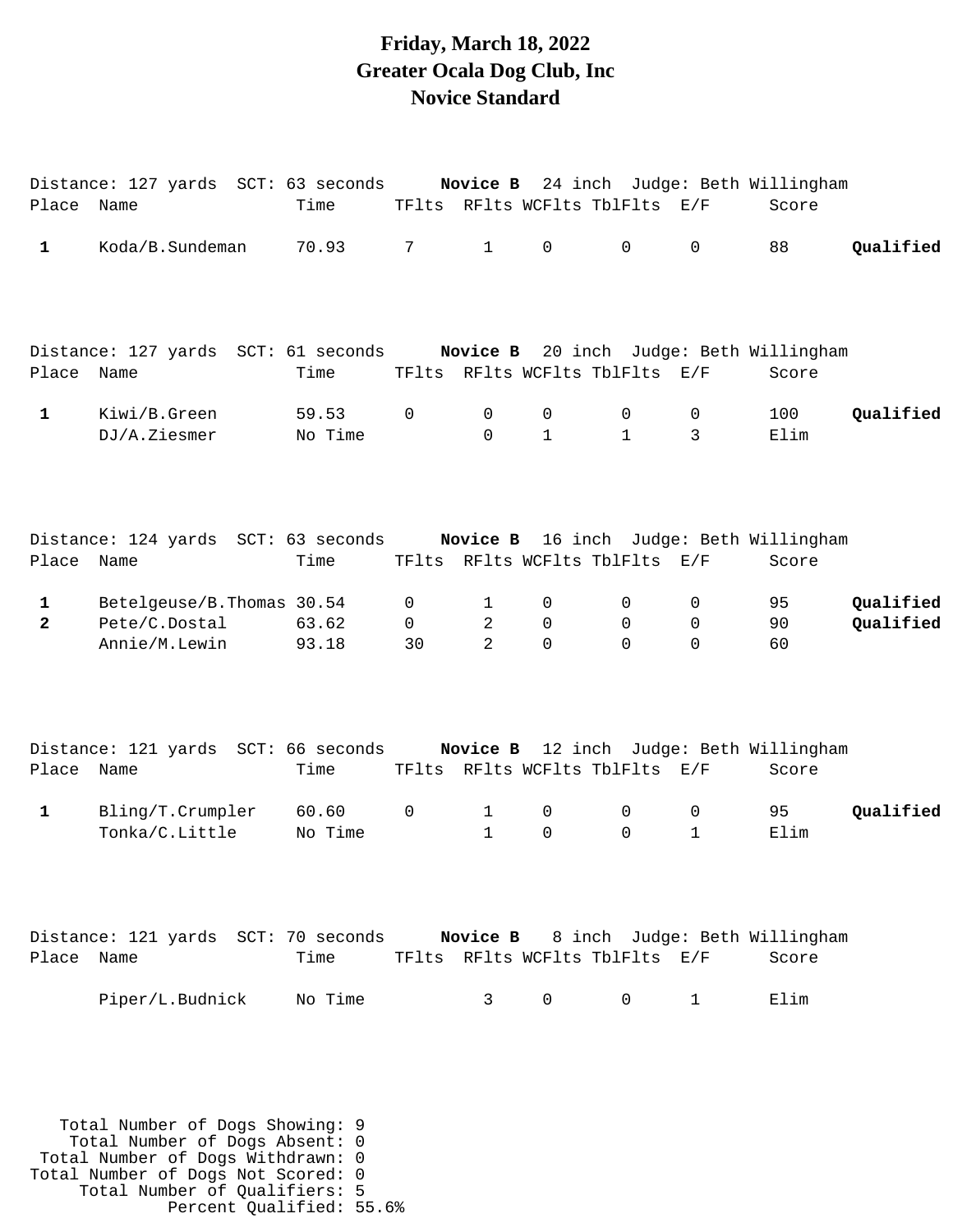# Friday, March 18, 2022
# Greater Ocala Dog Club, Inc
# Novice Standard

Distance: 127 yards SCT: 63 seconds **Novice B** 24 inch Judge: Beth Willingham

| Place | Name | Time | TFlts | RFlts | WCFlts | TblFlts | E/F | Score | |
|---|---|---|---|---|---|---|---|---|---|
| **1** | Koda/B.Sundeman | 70.93 | 7 | 1 | 0 | 0 | 0 | 88 | **Qualified** |

Distance: 127 yards SCT: 61 seconds **Novice B** 20 inch Judge: Beth Willingham

| Place | Name | Time | TFlts | RFlts | WCFlts | TblFlts | E/F | Score | |
|---|---|---|---|---|---|---|---|---|---|
| **1** | Kiwi/B.Green | 59.53 | 0 | 0 | 0 | 0 | 0 | 100 | **Qualified** |
| | DJ/A.Ziesmer | No Time | | 0 | 1 | 1 | 3 | Elim | |

Distance: 124 yards SCT: 63 seconds **Novice B** 16 inch Judge: Beth Willingham

| Place | Name | Time | TFlts | RFlts | WCFlts | TblFlts | E/F | Score | |
|---|---|---|---|---|---|---|---|---|---|
| **1** | Betelgeuse/B.Thomas | 30.54 | 0 | 1 | 0 | 0 | 0 | 95 | **Qualified** |
| **2** | Pete/C.Dostal | 63.62 | 0 | 2 | 0 | 0 | 0 | 90 | **Qualified** |
| | Annie/M.Lewin | 93.18 | 30 | 2 | 0 | 0 | 0 | 60 | |

Distance: 121 yards SCT: 66 seconds **Novice B** 12 inch Judge: Beth Willingham

| Place | Name | Time | TFlts | RFlts | WCFlts | TblFlts | E/F | Score | |
|---|---|---|---|---|---|---|---|---|---|
| **1** | Bling/T.Crumpler | 60.60 | 0 | 1 | 0 | 0 | 0 | 95 | **Qualified** |
| | Tonka/C.Little | No Time | | 1 | 0 | 0 | 1 | Elim | |

Distance: 121 yards SCT: 70 seconds **Novice B** 8 inch Judge: Beth Willingham

| Place | Name | Time | TFlts | RFlts | WCFlts | TblFlts | E/F | Score |
|---|---|---|---|---|---|---|---|---|
| | Piper/L.Budnick | No Time | | 3 | 0 | 0 | 1 | Elim |

Total Number of Dogs Showing: 9
Total Number of Dogs Absent: 0
Total Number of Dogs Withdrawn: 0
Total Number of Dogs Not Scored: 0
Total Number of Qualifiers: 5
Percent Qualified: 55.6%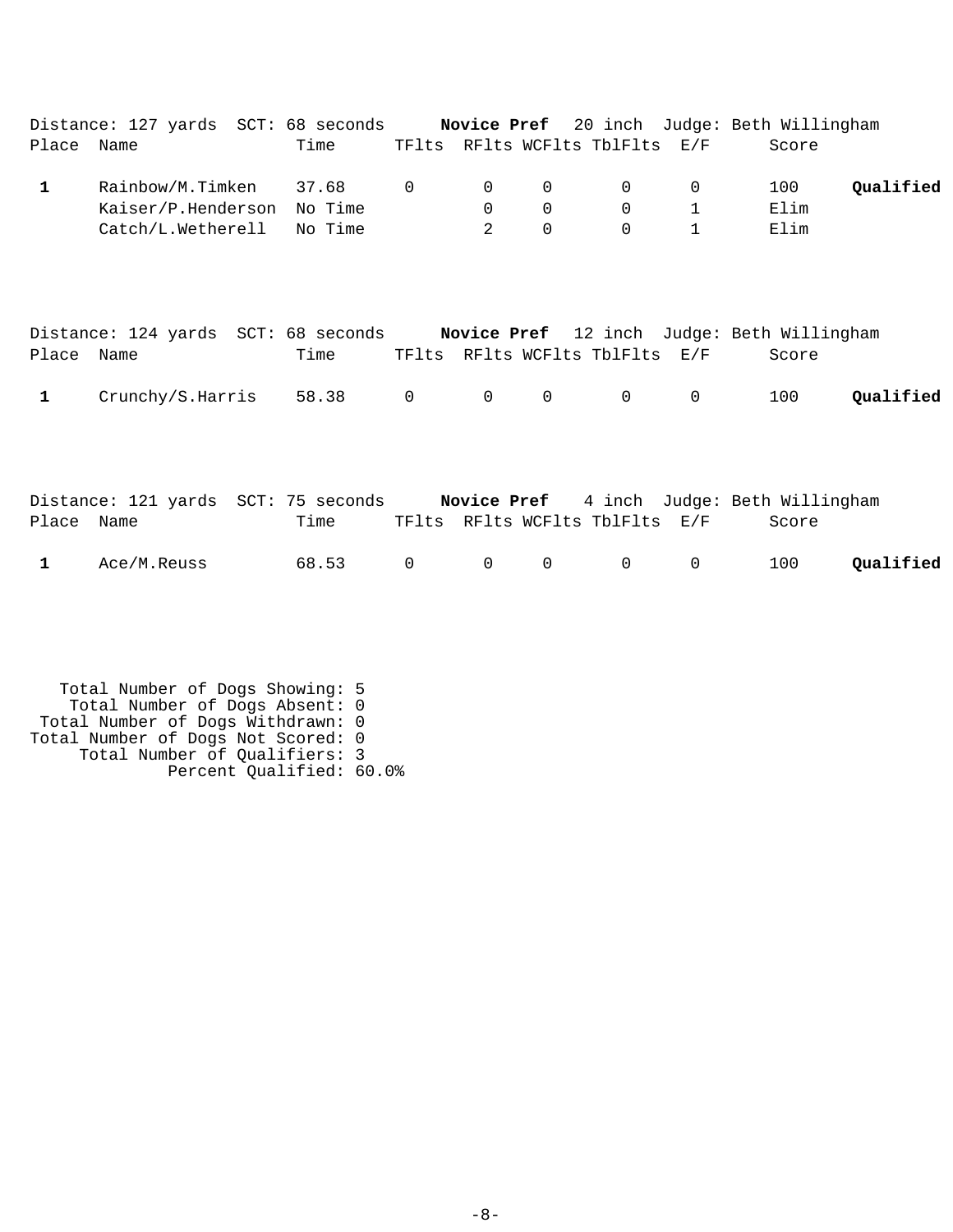Distance: 127 yards SCT: 68 seconds **Novice Pref** 20 inch Judge: Beth Willingham

| Place | Name | Time | TFlts | RFlts | WCFlts | TblFlts | E/F | Score | |
|---|---|---|---|---|---|---|---|---|---|
| **1** | Rainbow/M.Timken | 37.68 | 0 | 0 | 0 | 0 | 0 | 100 | **Qualified** |
| | Kaiser/P.Henderson | No Time | | 0 | 0 | 0 | 1 | Elim | |
| | Catch/L.Wetherell | No Time | | 2 | 0 | 0 | 1 | Elim | |

Distance: 124 yards SCT: 68 seconds **Novice Pref** 12 inch Judge: Beth Willingham

| Place | Name | Time | TFlts | RFlts | WCFlts | TblFlts | E/F | Score | |
|---|---|---|---|---|---|---|---|---|---|
| **1** | Crunchy/S.Harris | 58.38 | 0 | 0 | 0 | 0 | 0 | 100 | **Qualified** |

Distance: 121 yards SCT: 75 seconds **Novice Pref** 4 inch Judge: Beth Willingham

| Place | Name | Time | TFlts | RFlts | WCFlts | TblFlts | E/F | Score | |
|---|---|---|---|---|---|---|---|---|---|
| **1** | Ace/M.Reuss | 68.53 | 0 | 0 | 0 | 0 | 0 | 100 | **Qualified** |

Total Number of Dogs Showing: 5
Total Number of Dogs Absent: 0
Total Number of Dogs Withdrawn: 0
Total Number of Dogs Not Scored: 0
Total Number of Qualifiers: 3
Percent Qualified: 60.0%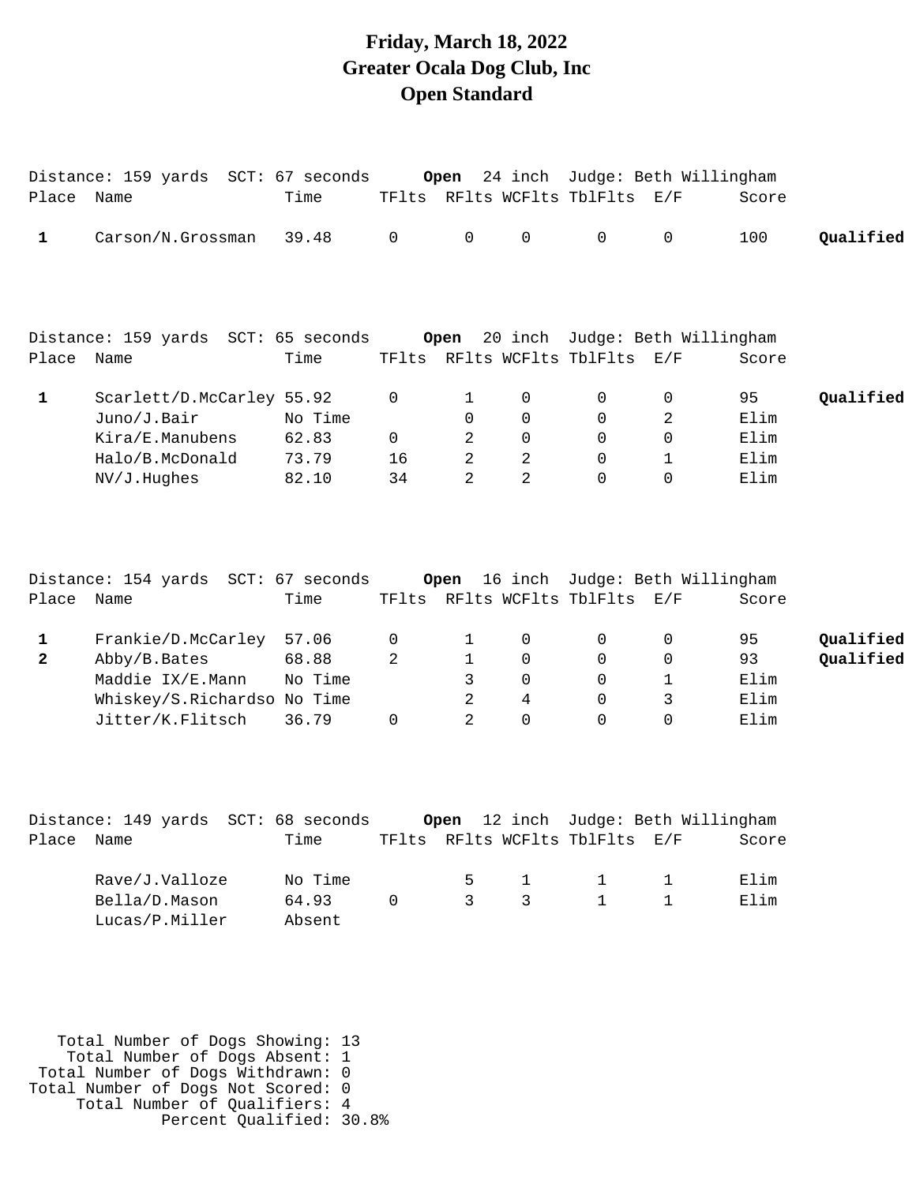# Friday, March 18, 2022
# Greater Ocala Dog Club, Inc
# Open Standard

Distance: 159 yards  SCT: 67 seconds  **Open** 24 inch  Judge: Beth Willingham

| Place | Name | Time | TFlts | RFlts | WCFlts | TblFlts | E/F | Score | |
|---|---|---|---|---|---|---|---|---|---|
| **1** | Carson/N.Grossman | 39.48 | 0 | 0 | 0 | 0 | 0 | 100 | **Qualified** |

Distance: 159 yards  SCT: 65 seconds  **Open** 20 inch  Judge: Beth Willingham

| Place | Name | Time | TFlts | RFlts | WCFlts | TblFlts | E/F | Score | |
|---|---|---|---|---|---|---|---|---|---|
| **1** | Scarlett/D.McCarley | 55.92 | 0 | 1 | 0 | 0 | 0 | 95 | **Qualified** |
| | Juno/J.Bair | No Time | | 0 | 0 | 0 | 2 | Elim | |
| | Kira/E.Manubens | 62.83 | 0 | 2 | 0 | 0 | 0 | Elim | |
| | Halo/B.McDonald | 73.79 | 16 | 2 | 2 | 0 | 1 | Elim | |
| | NV/J.Hughes | 82.10 | 34 | 2 | 2 | 0 | 0 | Elim | |

Distance: 154 yards  SCT: 67 seconds  **Open** 16 inch  Judge: Beth Willingham

| Place | Name | Time | TFlts | RFlts | WCFlts | TblFlts | E/F | Score | |
|---|---|---|---|---|---|---|---|---|---|
| **1** | Frankie/D.McCarley | 57.06 | 0 | 1 | 0 | 0 | 0 | 95 | **Qualified** |
| **2** | Abby/B.Bates | 68.88 | 2 | 1 | 0 | 0 | 0 | 93 | **Qualified** |
| | Maddie IX/E.Mann | No Time | | 3 | 0 | 0 | 1 | Elim | |
| | Whiskey/S.Richardso | No Time | | 2 | 4 | 0 | 3 | Elim | |
| | Jitter/K.Flitsch | 36.79 | 0 | 2 | 0 | 0 | 0 | Elim | |

Distance: 149 yards  SCT: 68 seconds  **Open** 12 inch  Judge: Beth Willingham

| Place | Name | Time | TFlts | RFlts | WCFlts | TblFlts | E/F | Score | |
|---|---|---|---|---|---|---|---|---|---|
| | Rave/J.Valloze | No Time | | 5 | 1 | 1 | 1 | Elim | |
| | Bella/D.Mason | 64.93 | 0 | 3 | 3 | 1 | 1 | Elim | |
| | Lucas/P.Miller | Absent | | | | | | | |

Total Number of Dogs Showing: 13
Total Number of Dogs Absent: 1
Total Number of Dogs Withdrawn: 0
Total Number of Dogs Not Scored: 0
Total Number of Qualifiers: 4
Percent Qualified: 30.8%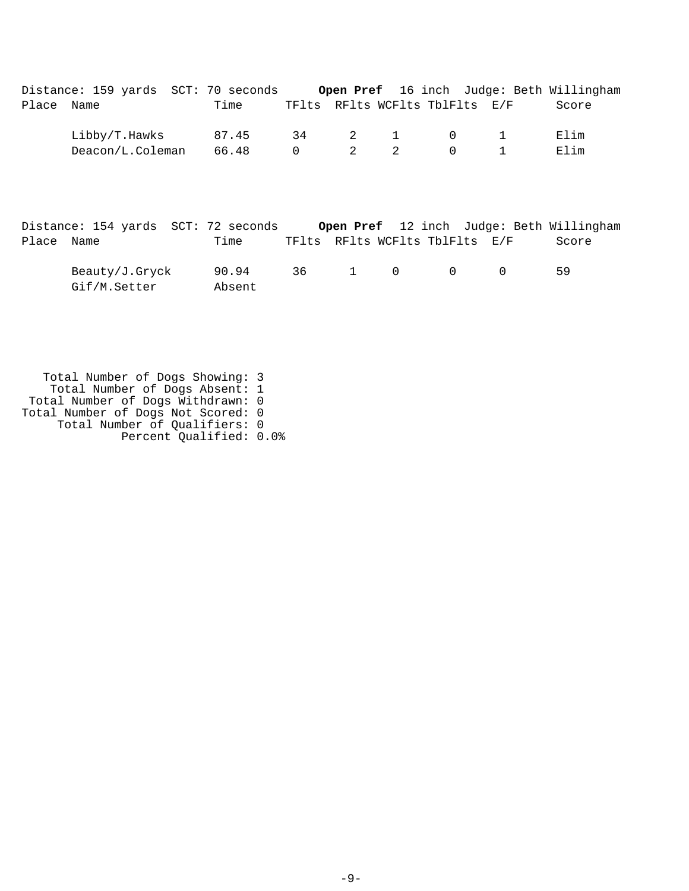Distance: 159 yards SCT: 70 seconds **Open Pref** 16 inch Judge: Beth Willingham

| Place | Name | Time | TFlts | RFlts | WCFlts | TblFlts | E/F | Score |
|---|---|---|---|---|---|---|---|---|
| | Libby/T.Hawks | 87.45 | 34 | 2 | 1 | 0 | 1 | Elim |
| | Deacon/L.Coleman | 66.48 | 0 | 2 | 2 | 0 | 1 | Elim |

Distance: 154 yards SCT: 72 seconds **Open Pref** 12 inch Judge: Beth Willingham

| Place | Name | Time | TFlts | RFlts | WCFlts | TblFlts | E/F | Score |
|---|---|---|---|---|---|---|---|---|
| | Beauty/J.Gryck | 90.94 | 36 | 1 | 0 | 0 | 0 | 59 |
| | Gif/M.Setter | Absent | | | | | | |

Total Number of Dogs Showing: 3
Total Number of Dogs Absent: 1
Total Number of Dogs Withdrawn: 0
Total Number of Dogs Not Scored: 0
Total Number of Qualifiers: 0
Percent Qualified: 0.0%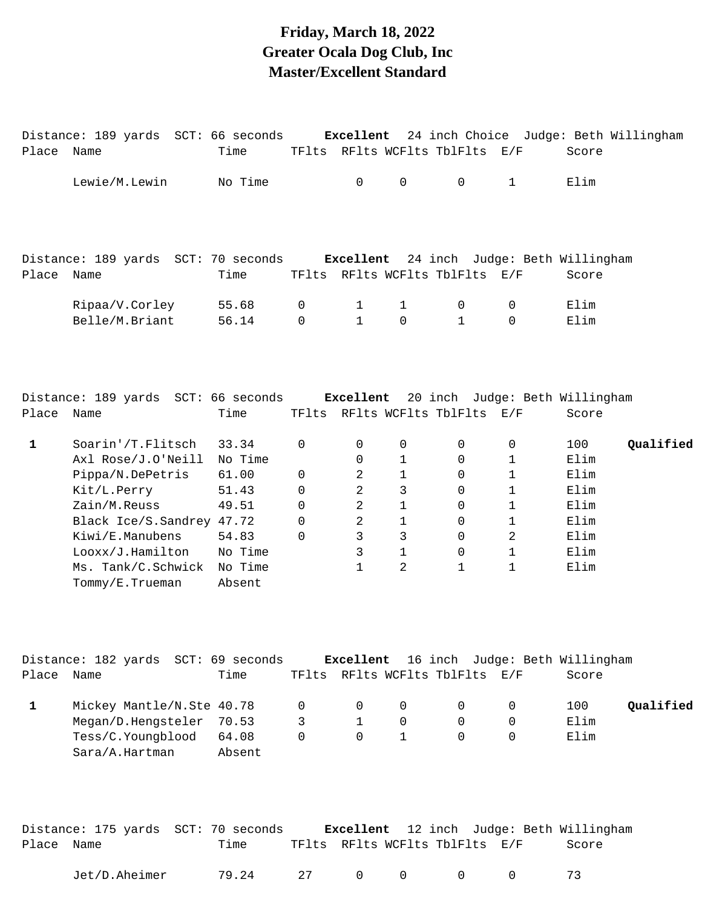# Friday, March 18, 2022
# Greater Ocala Dog Club, Inc
# Master/Excellent Standard

Distance: 189 yards SCT: 66 seconds **Excellent** 24 inch Choice Judge: Beth Willingham

| Place | Name | Time | TFlts | RFlts | WCFlts | TblFlts | E/F | Score | |
|---|---|---|---|---|---|---|---|---|---|
| | Lewie/M.Lewin | No Time | | 0 | 0 | 0 | 1 | Elim | |

Distance: 189 yards SCT: 70 seconds **Excellent** 24 inch Judge: Beth Willingham

| Place | Name | Time | TFlts | RFlts | WCFlts | TblFlts | E/F | Score | |
|---|---|---|---|---|---|---|---|---|---|
| | Ripaa/V.Corley | 55.68 | 0 | 1 | 1 | 0 | 0 | Elim | |
| | Belle/M.Briant | 56.14 | 0 | 1 | 0 | 1 | 0 | Elim | |

Distance: 189 yards SCT: 66 seconds **Excellent** 20 inch Judge: Beth Willingham

| Place | Name | Time | TFlts | RFlts | WCFlts | TblFlts | E/F | Score | |
|---|---|---|---|---|---|---|---|---|---|
| **1** | Soarin'/T.Flitsch | 33.34 | 0 | 0 | 0 | 0 | 0 | 100 | **Qualified** |
| | Axl Rose/J.O'Neill | No Time | | 0 | 1 | 0 | 1 | Elim | |
| | Pippa/N.DePetris | 61.00 | 0 | 2 | 1 | 0 | 1 | Elim | |
| | Kit/L.Perry | 51.43 | 0 | 2 | 3 | 0 | 1 | Elim | |
| | Zain/M.Reuss | 49.51 | 0 | 2 | 1 | 0 | 1 | Elim | |
| | Black Ice/S.Sandrey | 47.72 | 0 | 2 | 1 | 0 | 1 | Elim | |
| | Kiwi/E.Manubens | 54.83 | 0 | 3 | 3 | 0 | 2 | Elim | |
| | Looxx/J.Hamilton | No Time | | 3 | 1 | 0 | 1 | Elim | |
| | Ms. Tank/C.Schwick | No Time | | 1 | 2 | 1 | 1 | Elim | |
| | Tommy/E.Trueman | Absent | | | | | | | |

Distance: 182 yards SCT: 69 seconds **Excellent** 16 inch Judge: Beth Willingham

| Place | Name | Time | TFlts | RFlts | WCFlts | TblFlts | E/F | Score | |
|---|---|---|---|---|---|---|---|---|---|
| **1** | Mickey Mantle/N.Ste | 40.78 | 0 | 0 | 0 | 0 | 0 | 100 | **Qualified** |
| | Megan/D.Hengsteler | 70.53 | 3 | 1 | 0 | 0 | 0 | Elim | |
| | Tess/C.Youngblood | 64.08 | 0 | 0 | 1 | 0 | 0 | Elim | |
| | Sara/A.Hartman | Absent | | | | | | | |

Distance: 175 yards SCT: 70 seconds **Excellent** 12 inch Judge: Beth Willingham

| Place | Name | Time | TFlts | RFlts | WCFlts | TblFlts | E/F | Score | |
|---|---|---|---|---|---|---|---|---|---|
| | Jet/D.Aheimer | 79.24 | 27 | 0 | 0 | 0 | 0 | 73 | |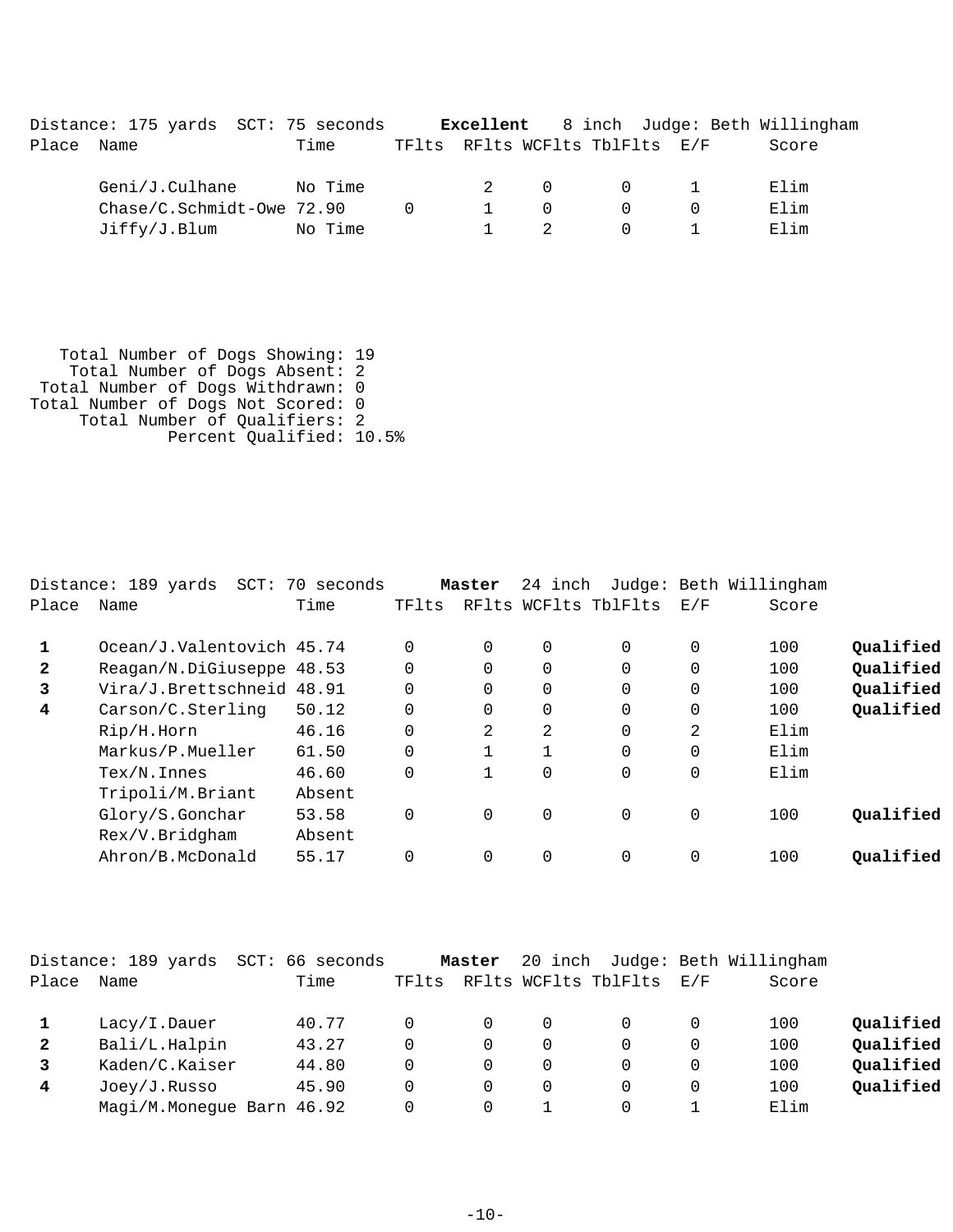Distance: 175 yards SCT: 75 seconds **Excellent** 8 inch Judge: Beth Willingham

| Place | Name | Time | TFlts | RFlts | WCFlts | TblFlts | E/F | Score | |
|---|---|---|---|---|---|---|---|---|---|
| | Geni/J.Culhane | No Time | | 2 | 0 | 0 | 1 | Elim | |
| | Chase/C.Schmidt-Owe | 72.90 | 0 | 1 | 0 | 0 | 0 | Elim | |
| | Jiffy/J.Blum | No Time | | 1 | 2 | 0 | 1 | Elim | |

Total Number of Dogs Showing: 19
Total Number of Dogs Absent: 2
Total Number of Dogs Withdrawn: 0
Total Number of Dogs Not Scored: 0
Total Number of Qualifiers: 2
Percent Qualified: 10.5%

Distance: 189 yards SCT: 70 seconds **Master** 24 inch Judge: Beth Willingham

| Place | Name | Time | TFlts | RFlts | WCFlts | TblFlts | E/F | Score | |
|---|---|---|---|---|---|---|---|---|---|
| **1** | Ocean/J.Valentovich | 45.74 | 0 | 0 | 0 | 0 | 0 | 100 | **Qualified** |
| **2** | Reagan/N.DiGiuseppe | 48.53 | 0 | 0 | 0 | 0 | 0 | 100 | **Qualified** |
| **3** | Vira/J.Brettschneid | 48.91 | 0 | 0 | 0 | 0 | 0 | 100 | **Qualified** |
| **4** | Carson/C.Sterling | 50.12 | 0 | 0 | 0 | 0 | 0 | 100 | **Qualified** |
| | Rip/H.Horn | 46.16 | 0 | 2 | 2 | 0 | 2 | Elim | |
| | Markus/P.Mueller | 61.50 | 0 | 1 | 1 | 0 | 0 | Elim | |
| | Tex/N.Innes | 46.60 | 0 | 1 | 0 | 0 | 0 | Elim | |
| | Tripoli/M.Briant | Absent | | | | | | | |
| | Glory/S.Gonchar | 53.58 | 0 | 0 | 0 | 0 | 0 | 100 | **Qualified** |
| | Rex/V.Bridgham | Absent | | | | | | | |
| | Ahron/B.McDonald | 55.17 | 0 | 0 | 0 | 0 | 0 | 100 | **Qualified** |

Distance: 189 yards SCT: 66 seconds **Master** 20 inch Judge: Beth Willingham

| Place | Name | Time | TFlts | RFlts | WCFlts | TblFlts | E/F | Score | |
|---|---|---|---|---|---|---|---|---|---|
| **1** | Lacy/I.Dauer | 40.77 | 0 | 0 | 0 | 0 | 0 | 100 | **Qualified** |
| **2** | Bali/L.Halpin | 43.27 | 0 | 0 | 0 | 0 | 0 | 100 | **Qualified** |
| **3** | Kaden/C.Kaiser | 44.80 | 0 | 0 | 0 | 0 | 0 | 100 | **Qualified** |
| **4** | Joey/J.Russo | 45.90 | 0 | 0 | 0 | 0 | 0 | 100 | **Qualified** |
| | Magi/M.Monegue Barn | 46.92 | 0 | 0 | 1 | 0 | 1 | Elim | |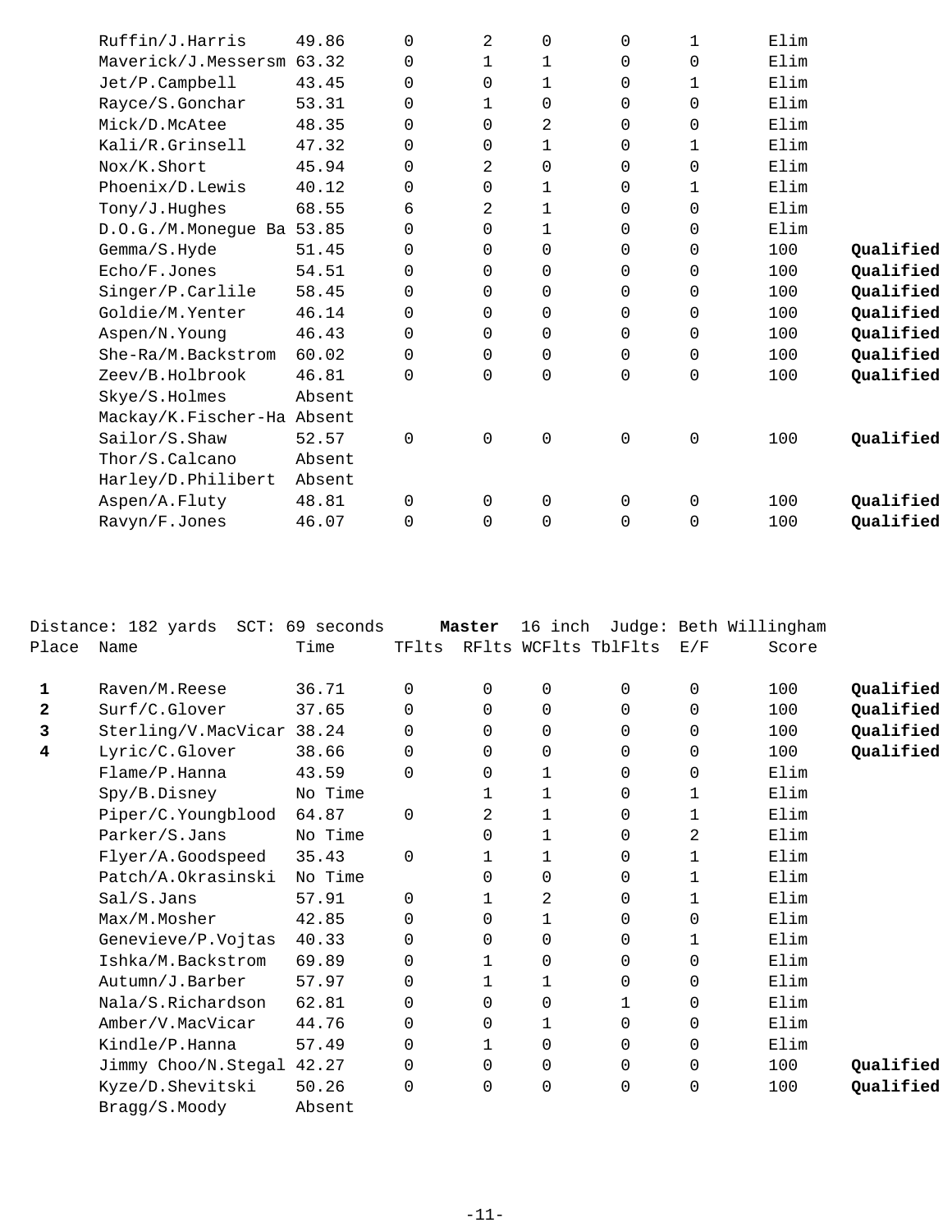| Place | Name | Time | TFlts | RFlts | WCFlts | TblFlts | E/F | Score | |
|---|---|---|---|---|---|---|---|---|---|
| | Ruffin/J.Harris | 49.86 | 0 | 2 | 0 | 0 | 1 | Elim | |
| | Maverick/J.Messersm | 63.32 | 0 | 1 | 1 | 0 | 0 | Elim | |
| | Jet/P.Campbell | 43.45 | 0 | 0 | 1 | 0 | 1 | Elim | |
| | Rayce/S.Gonchar | 53.31 | 0 | 1 | 0 | 0 | 0 | Elim | |
| | Mick/D.McAtee | 48.35 | 0 | 0 | 2 | 0 | 0 | Elim | |
| | Kali/R.Grinsell | 47.32 | 0 | 0 | 1 | 0 | 1 | Elim | |
| | Nox/K.Short | 45.94 | 0 | 2 | 0 | 0 | 0 | Elim | |
| | Phoenix/D.Lewis | 40.12 | 0 | 0 | 1 | 0 | 1 | Elim | |
| | Tony/J.Hughes | 68.55 | 6 | 2 | 1 | 0 | 0 | Elim | |
| | D.O.G./M.Monegue Ba | 53.85 | 0 | 0 | 1 | 0 | 0 | Elim | |
| | Gemma/S.Hyde | 51.45 | 0 | 0 | 0 | 0 | 0 | 100 | **Qualified** |
| | Echo/F.Jones | 54.51 | 0 | 0 | 0 | 0 | 0 | 100 | **Qualified** |
| | Singer/P.Carlile | 58.45 | 0 | 0 | 0 | 0 | 0 | 100 | **Qualified** |
| | Goldie/M.Yenter | 46.14 | 0 | 0 | 0 | 0 | 0 | 100 | **Qualified** |
| | Aspen/N.Young | 46.43 | 0 | 0 | 0 | 0 | 0 | 100 | **Qualified** |
| | She-Ra/M.Backstrom | 60.02 | 0 | 0 | 0 | 0 | 0 | 100 | **Qualified** |
| | Zeev/B.Holbrook | 46.81 | 0 | 0 | 0 | 0 | 0 | 100 | **Qualified** |
| | Skye/S.Holmes | Absent | | | | | | | |
| | Mackay/K.Fischer-Ha | Absent | | | | | | | |
| | Sailor/S.Shaw | 52.57 | 0 | 0 | 0 | 0 | 0 | 100 | **Qualified** |
| | Thor/S.Calcano | Absent | | | | | | | |
| | Harley/D.Philibert | Absent | | | | | | | |
| | Aspen/A.Fluty | 48.81 | 0 | 0 | 0 | 0 | 0 | 100 | **Qualified** |
| | Ravyn/F.Jones | 46.07 | 0 | 0 | 0 | 0 | 0 | 100 | **Qualified** |

Distance: 182 yards SCT: 69 seconds **Master** 16 inch Judge: Beth Willingham

| Place | Name | Time | TFlts | RFlts | WCFlts | TblFlts | E/F | Score | |
|---|---|---|---|---|---|---|---|---|---|
| **1** | Raven/M.Reese | 36.71 | 0 | 0 | 0 | 0 | 0 | 100 | **Qualified** |
| **2** | Surf/C.Glover | 37.65 | 0 | 0 | 0 | 0 | 0 | 100 | **Qualified** |
| **3** | Sterling/V.MacVicar | 38.24 | 0 | 0 | 0 | 0 | 0 | 100 | **Qualified** |
| **4** | Lyric/C.Glover | 38.66 | 0 | 0 | 0 | 0 | 0 | 100 | **Qualified** |
| | Flame/P.Hanna | 43.59 | 0 | 0 | 1 | 0 | 0 | Elim | |
| | Spy/B.Disney | No Time | | 1 | 1 | 0 | 1 | Elim | |
| | Piper/C.Youngblood | 64.87 | 0 | 2 | 1 | 0 | 1 | Elim | |
| | Parker/S.Jans | No Time | | 0 | 1 | 0 | 2 | Elim | |
| | Flyer/A.Goodspeed | 35.43 | 0 | 1 | 1 | 0 | 1 | Elim | |
| | Patch/A.Okrasinski | No Time | | 0 | 0 | 0 | 1 | Elim | |
| | Sal/S.Jans | 57.91 | 0 | 1 | 2 | 0 | 1 | Elim | |
| | Max/M.Mosher | 42.85 | 0 | 0 | 1 | 0 | 0 | Elim | |
| | Genevieve/P.Vojtas | 40.33 | 0 | 0 | 0 | 0 | 1 | Elim | |
| | Ishka/M.Backstrom | 69.89 | 0 | 1 | 0 | 0 | 0 | Elim | |
| | Autumn/J.Barber | 57.97 | 0 | 1 | 1 | 0 | 0 | Elim | |
| | Nala/S.Richardson | 62.81 | 0 | 0 | 0 | 1 | 0 | Elim | |
| | Amber/V.MacVicar | 44.76 | 0 | 0 | 1 | 0 | 0 | Elim | |
| | Kindle/P.Hanna | 57.49 | 0 | 1 | 0 | 0 | 0 | Elim | |
| | Jimmy Choo/N.Stegal | 42.27 | 0 | 0 | 0 | 0 | 0 | 100 | **Qualified** |
| | Kyze/D.Shevitski | 50.26 | 0 | 0 | 0 | 0 | 0 | 100 | **Qualified** |
| | Bragg/S.Moody | Absent | | | | | | | |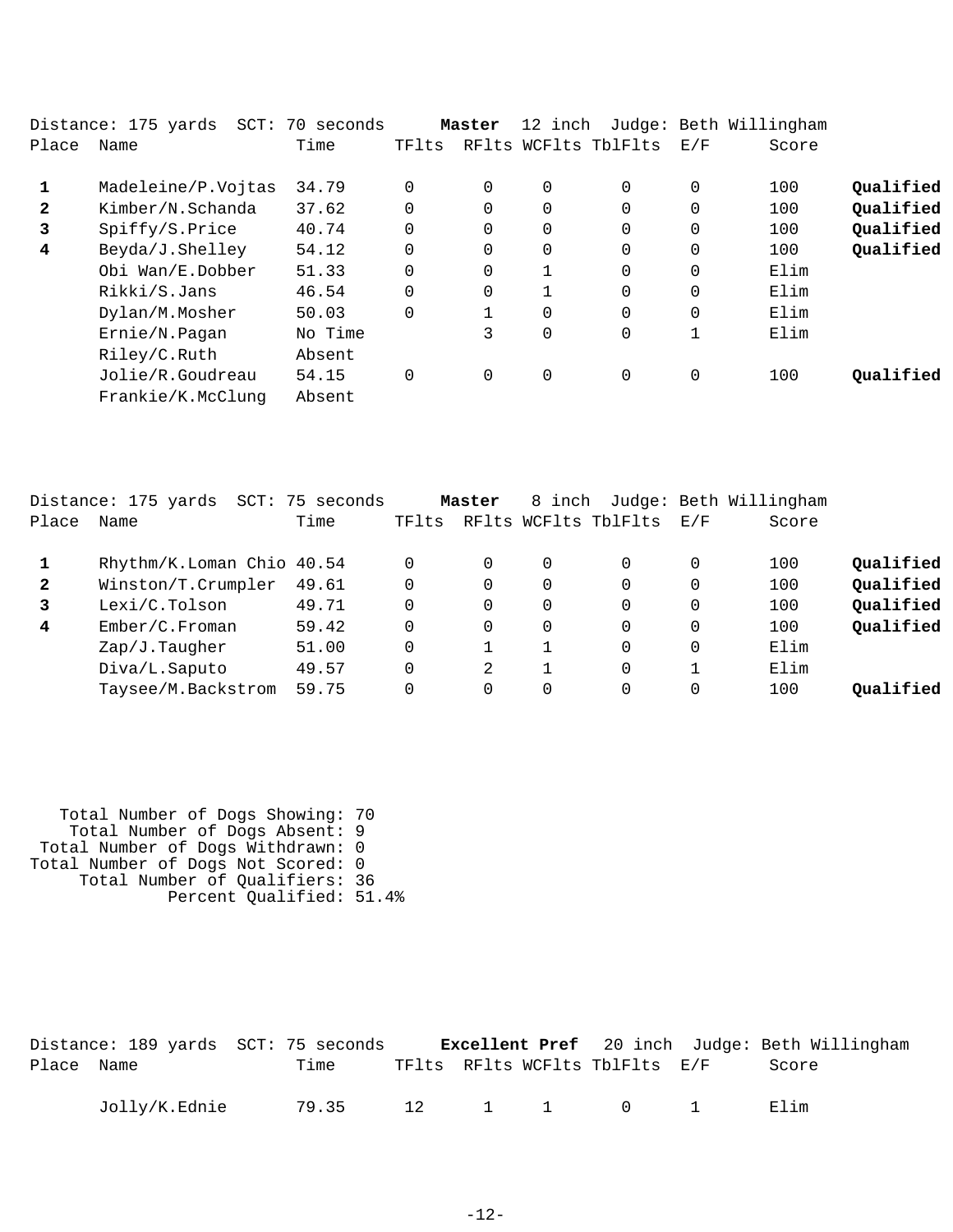Distance: 175 yards SCT: 70 seconds **Master** 12 inch Judge: Beth Willingham

| Place | Name | Time | TFlts | RFlts | WCFlts | TblFlts | E/F | Score | |
|---|---|---|---|---|---|---|---|---|---|
| **1** | Madeleine/P.Vojtas | 34.79 | 0 | 0 | 0 | 0 | 0 | 100 | **Qualified** |
| **2** | Kimber/N.Schanda | 37.62 | 0 | 0 | 0 | 0 | 0 | 100 | **Qualified** |
| **3** | Spiffy/S.Price | 40.74 | 0 | 0 | 0 | 0 | 0 | 100 | **Qualified** |
| **4** | Beyda/J.Shelley | 54.12 | 0 | 0 | 0 | 0 | 0 | 100 | **Qualified** |
| | Obi Wan/E.Dobber | 51.33 | 0 | 0 | 1 | 0 | 0 | Elim | |
| | Rikki/S.Jans | 46.54 | 0 | 0 | 1 | 0 | 0 | Elim | |
| | Dylan/M.Mosher | 50.03 | 0 | 1 | 0 | 0 | 0 | Elim | |
| | Ernie/N.Pagan | No Time | | 3 | 0 | 0 | 1 | Elim | |
| | Riley/C.Ruth | Absent | | | | | | | |
| | Jolie/R.Goudreau | 54.15 | 0 | 0 | 0 | 0 | 0 | 100 | **Qualified** |
| | Frankie/K.McClung | Absent | | | | | | | |

Distance: 175 yards SCT: 75 seconds **Master** 8 inch Judge: Beth Willingham

| Place | Name | Time | TFlts | RFlts | WCFlts | TblFlts | E/F | Score | |
|---|---|---|---|---|---|---|---|---|---|
| **1** | Rhythm/K.Loman Chio | 40.54 | 0 | 0 | 0 | 0 | 0 | 100 | **Qualified** |
| **2** | Winston/T.Crumpler | 49.61 | 0 | 0 | 0 | 0 | 0 | 100 | **Qualified** |
| **3** | Lexi/C.Tolson | 49.71 | 0 | 0 | 0 | 0 | 0 | 100 | **Qualified** |
| **4** | Ember/C.Froman | 59.42 | 0 | 0 | 0 | 0 | 0 | 100 | **Qualified** |
| | Zap/J.Taugher | 51.00 | 0 | 1 | 1 | 0 | 0 | Elim | |
| | Diva/L.Saputo | 49.57 | 0 | 2 | 1 | 0 | 1 | Elim | |
| | Taysee/M.Backstrom | 59.75 | 0 | 0 | 0 | 0 | 0 | 100 | **Qualified** |

Total Number of Dogs Showing: 70
Total Number of Dogs Absent: 9
Total Number of Dogs Withdrawn: 0
Total Number of Dogs Not Scored: 0
Total Number of Qualifiers: 36
Percent Qualified: 51.4%

Distance: 189 yards SCT: 75 seconds **Excellent Pref** 20 inch Judge: Beth Willingham

| Place | Name | Time | TFlts | RFlts | WCFlts | TblFlts | E/F | Score |
|---|---|---|---|---|---|---|---|---|
| | Jolly/K.Ednie | 79.35 | 12 | 1 | 1 | 0 | 1 | Elim |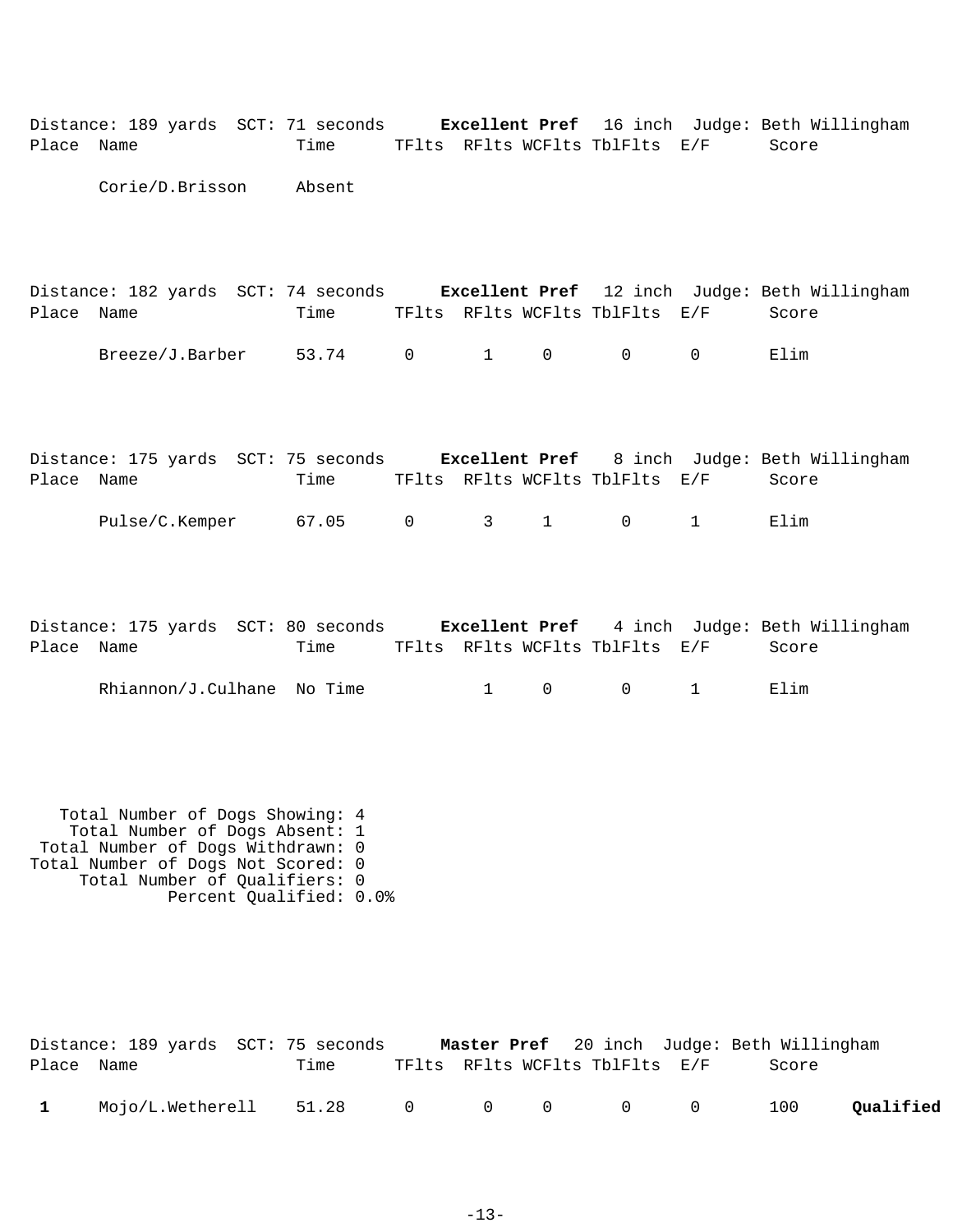Distance: 189 yards SCT: 71 seconds **Excellent Pref** 16 inch Judge: Beth Willingham

| Place | Name | Time | TFlts | RFlts | WCFlts | TblFlts | E/F | Score |
|---|---|---|---|---|---|---|---|---|
| | Corie/D.Brisson | Absent | | | | | | |

Distance: 182 yards SCT: 74 seconds **Excellent Pref** 12 inch Judge: Beth Willingham

| Place | Name | Time | TFlts | RFlts | WCFlts | TblFlts | E/F | Score |
|---|---|---|---|---|---|---|---|---|
| | Breeze/J.Barber | 53.74 | 0 | 1 | 0 | 0 | 0 | Elim |

Distance: 175 yards SCT: 75 seconds **Excellent Pref** 8 inch Judge: Beth Willingham

| Place | Name | Time | TFlts | RFlts | WCFlts | TblFlts | E/F | Score |
|---|---|---|---|---|---|---|---|---|
| | Pulse/C.Kemper | 67.05 | 0 | 3 | 1 | 0 | 1 | Elim |

Distance: 175 yards SCT: 80 seconds **Excellent Pref** 4 inch Judge: Beth Willingham

| Place | Name | Time | TFlts | RFlts | WCFlts | TblFlts | E/F | Score |
|---|---|---|---|---|---|---|---|---|
| | Rhiannon/J.Culhane | No Time | | 1 | 0 | 0 | 1 | Elim |

Total Number of Dogs Showing: 4
Total Number of Dogs Absent: 1
Total Number of Dogs Withdrawn: 0
Total Number of Dogs Not Scored: 0
Total Number of Qualifiers: 0
Percent Qualified: 0.0%

Distance: 189 yards SCT: 75 seconds **Master Pref** 20 inch Judge: Beth Willingham

| Place | Name | Time | TFlts | RFlts | WCFlts | TblFlts | E/F | Score | |
|---|---|---|---|---|---|---|---|---|---|
| **1** | Mojo/L.Wetherell | 51.28 | 0 | 0 | 0 | 0 | 0 | 100 | **Qualified** |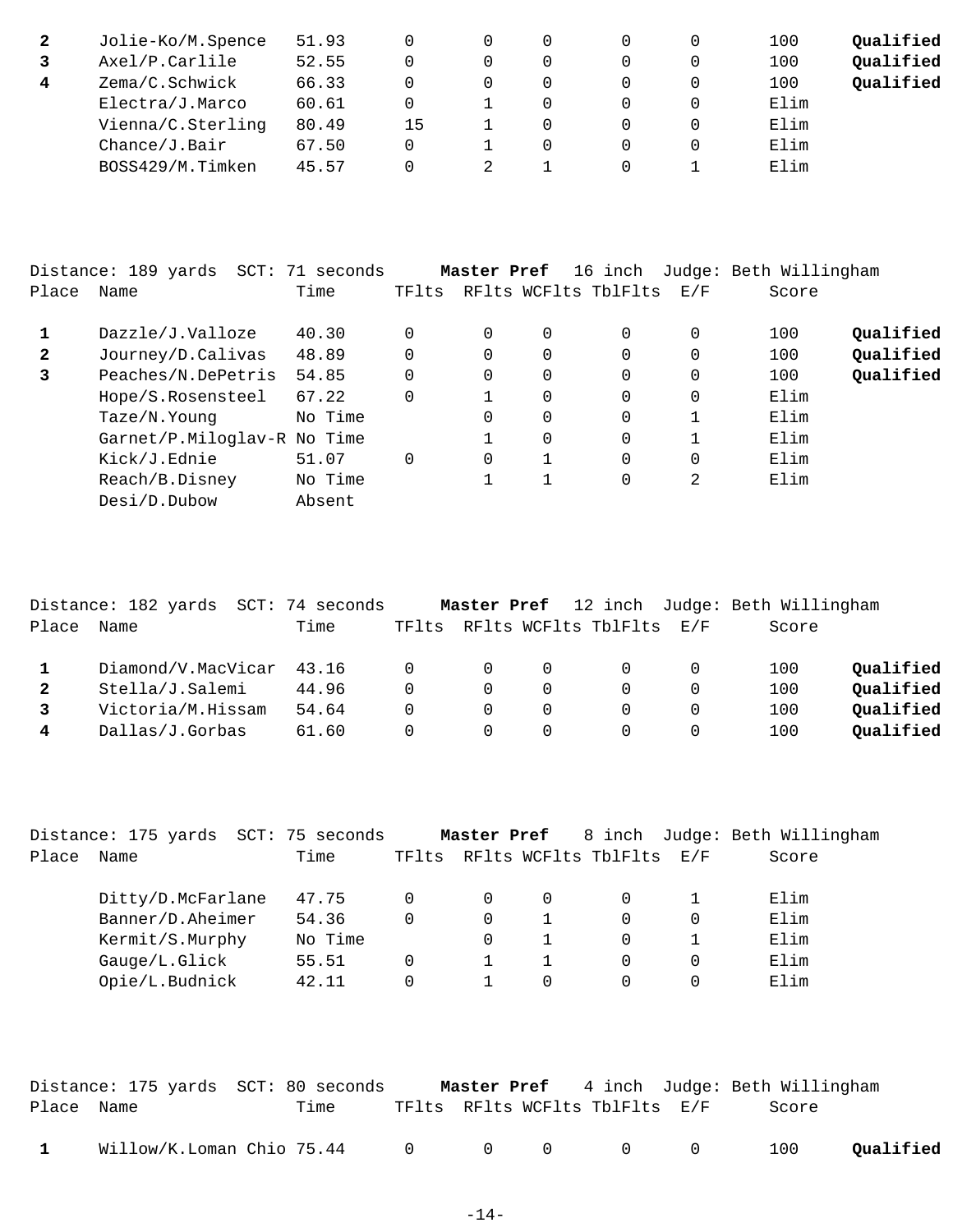| Place | Name | Time | TFlts | RFlts | WCFlts | TblFlts | E/F | Score | |
|---|---|---|---|---|---|---|---|---|---|
| **2** | Jolie-Ko/M.Spence | 51.93 | 0 | 0 | 0 | 0 | 0 | 100 | **Qualified** |
| **3** | Axel/P.Carlile | 52.55 | 0 | 0 | 0 | 0 | 0 | 100 | **Qualified** |
| **4** | Zema/C.Schwick | 66.33 | 0 | 0 | 0 | 0 | 0 | 100 | **Qualified** |
| | Electra/J.Marco | 60.61 | 0 | 1 | 0 | 0 | 0 | Elim | |
| | Vienna/C.Sterling | 80.49 | 15 | 1 | 0 | 0 | 0 | Elim | |
| | Chance/J.Bair | 67.50 | 0 | 1 | 0 | 0 | 0 | Elim | |
| | BOSS429/M.Timken | 45.57 | 0 | 2 | 1 | 0 | 1 | Elim | |

Distance: 189 yards SCT: 71 seconds **Master Pref** 16 inch Judge: Beth Willingham

| Place | Name | Time | TFlts | RFlts | WCFlts | TblFlts | E/F | Score | |
|---|---|---|---|---|---|---|---|---|---|
| **1** | Dazzle/J.Valloze | 40.30 | 0 | 0 | 0 | 0 | 0 | 100 | **Qualified** |
| **2** | Journey/D.Calivas | 48.89 | 0 | 0 | 0 | 0 | 0 | 100 | **Qualified** |
| **3** | Peaches/N.DePetris | 54.85 | 0 | 0 | 0 | 0 | 0 | 100 | **Qualified** |
| | Hope/S.Rosensteel | 67.22 | 0 | 1 | 0 | 0 | 0 | Elim | |
| | Taze/N.Young | No Time | | 0 | 0 | 0 | 1 | Elim | |
| | Garnet/P.Miloglav-R | No Time | | 1 | 0 | 0 | 1 | Elim | |
| | Kick/J.Ednie | 51.07 | 0 | 0 | 1 | 0 | 0 | Elim | |
| | Reach/B.Disney | No Time | | 1 | 1 | 0 | 2 | Elim | |
| | Desi/D.Dubow | Absent | | | | | | | |

Distance: 182 yards SCT: 74 seconds **Master Pref** 12 inch Judge: Beth Willingham

| Place | Name | Time | TFlts | RFlts | WCFlts | TblFlts | E/F | Score | |
|---|---|---|---|---|---|---|---|---|---|
| **1** | Diamond/V.MacVicar | 43.16 | 0 | 0 | 0 | 0 | 0 | 100 | **Qualified** |
| **2** | Stella/J.Salemi | 44.96 | 0 | 0 | 0 | 0 | 0 | 100 | **Qualified** |
| **3** | Victoria/M.Hissam | 54.64 | 0 | 0 | 0 | 0 | 0 | 100 | **Qualified** |
| **4** | Dallas/J.Gorbas | 61.60 | 0 | 0 | 0 | 0 | 0 | 100 | **Qualified** |

Distance: 175 yards SCT: 75 seconds **Master Pref** 8 inch Judge: Beth Willingham

| Place | Name | Time | TFlts | RFlts | WCFlts | TblFlts | E/F | Score |
|---|---|---|---|---|---|---|---|---|
| | Ditty/D.McFarlane | 47.75 | 0 | 0 | 0 | 0 | 1 | Elim |
| | Banner/D.Aheimer | 54.36 | 0 | 0 | 1 | 0 | 0 | Elim |
| | Kermit/S.Murphy | No Time | | 0 | 1 | 0 | 1 | Elim |
| | Gauge/L.Glick | 55.51 | 0 | 1 | 1 | 0 | 0 | Elim |
| | Opie/L.Budnick | 42.11 | 0 | 1 | 0 | 0 | 0 | Elim |

Distance: 175 yards SCT: 80 seconds **Master Pref** 4 inch Judge: Beth Willingham

| Place | Name | Time | TFlts | RFlts | WCFlts | TblFlts | E/F | Score | |
|---|---|---|---|---|---|---|---|---|---|
| **1** | Willow/K.Loman Chio | 75.44 | 0 | 0 | 0 | 0 | 0 | 100 | **Qualified** |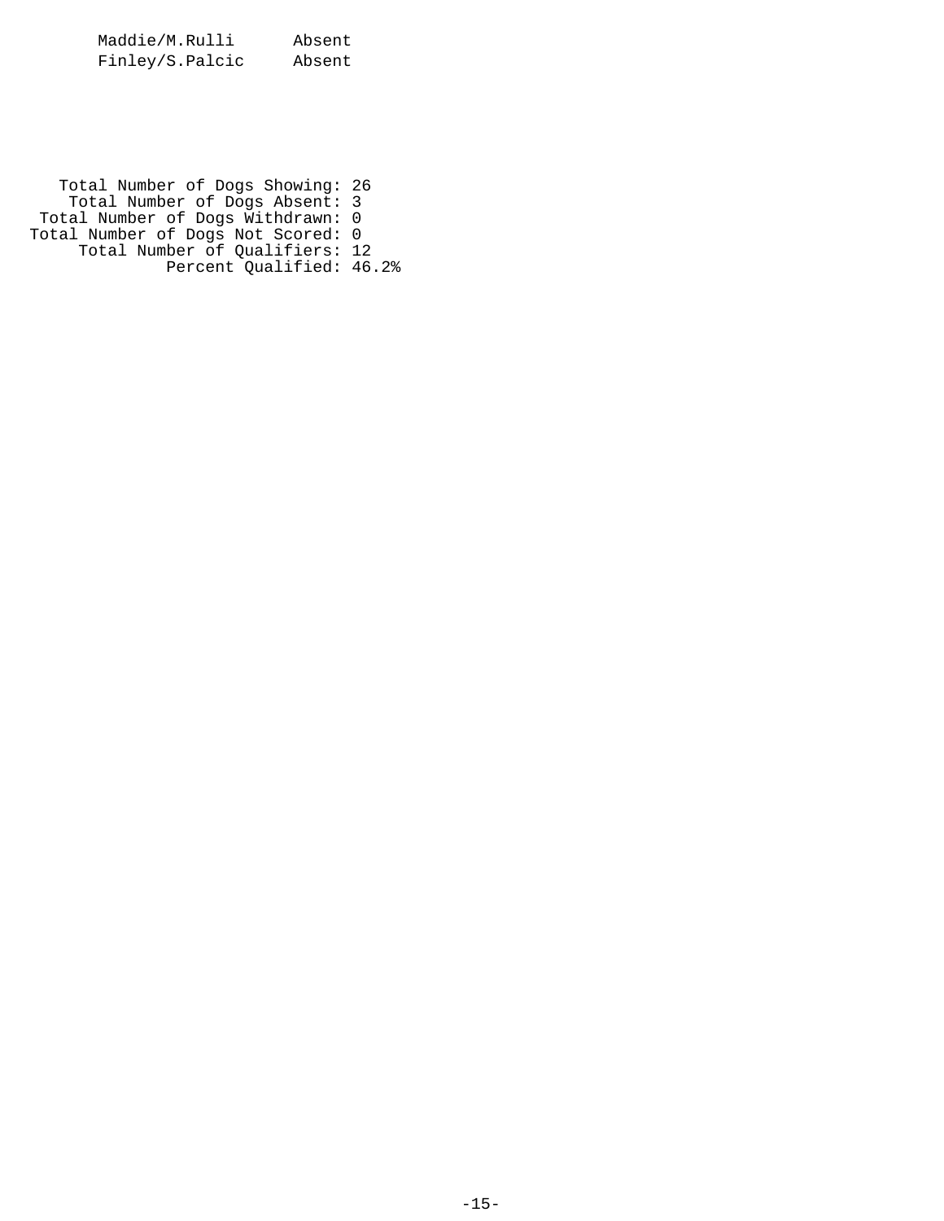| | |
|---|---|
| Maddie/M.Rulli | Absent |
| Finley/S.Palcic | Absent |

Total Number of Dogs Showing: 26
Total Number of Dogs Absent: 3
Total Number of Dogs Withdrawn: 0
Total Number of Dogs Not Scored: 0
Total Number of Qualifiers: 12
Percent Qualified: 46.2%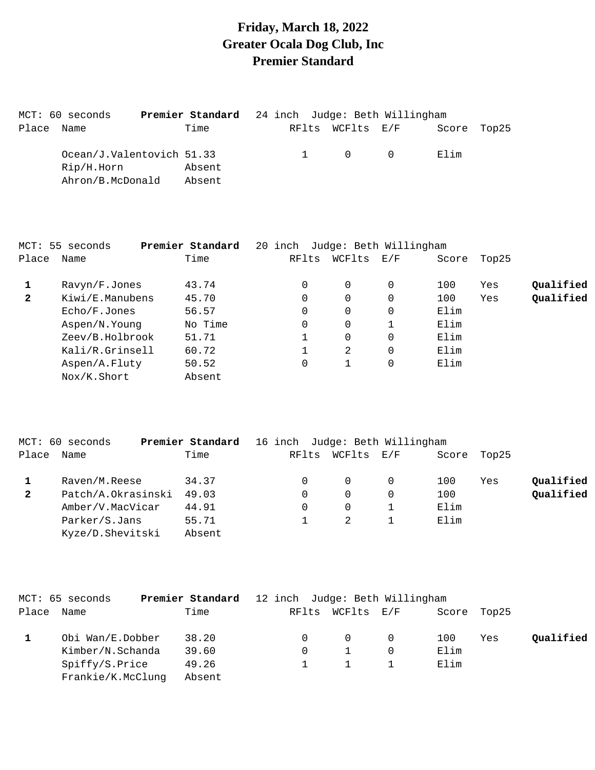# Friday, March 18, 2022
# Greater Ocala Dog Club, Inc
# Premier Standard

MCT: 60 seconds **Premier Standard** 24 inch Judge: Beth Willingham

| Place | Name | Time | RFlts | WCFlts | E/F | Score | Top25 | |
|---|---|---|---|---|---|---|---|---|
| | Ocean/J.Valentovich | 51.33 | 1 | 0 | 0 | Elim | | |
| | Rip/H.Horn | Absent | | | | | | |
| | Ahron/B.McDonald | Absent | | | | | | |

MCT: 55 seconds **Premier Standard** 20 inch Judge: Beth Willingham

| Place | Name | Time | RFlts | WCFlts | E/F | Score | Top25 | |
|---|---|---|---|---|---|---|---|---|
| **1** | Ravyn/F.Jones | 43.74 | 0 | 0 | 0 | 100 | Yes | **Qualified** |
| **2** | Kiwi/E.Manubens | 45.70 | 0 | 0 | 0 | 100 | Yes | **Qualified** |
| | Echo/F.Jones | 56.57 | 0 | 0 | 0 | Elim | | |
| | Aspen/N.Young | No Time | 0 | 0 | 1 | Elim | | |
| | Zeev/B.Holbrook | 51.71 | 1 | 0 | 0 | Elim | | |
| | Kali/R.Grinsell | 60.72 | 1 | 2 | 0 | Elim | | |
| | Aspen/A.Fluty | 50.52 | 0 | 1 | 0 | Elim | | |
| | Nox/K.Short | Absent | | | | | | |

MCT: 60 seconds **Premier Standard** 16 inch Judge: Beth Willingham

| Place | Name | Time | RFlts | WCFlts | E/F | Score | Top25 | |
|---|---|---|---|---|---|---|---|---|
| **1** | Raven/M.Reese | 34.37 | 0 | 0 | 0 | 100 | Yes | **Qualified** |
| **2** | Patch/A.Okrasinski | 49.03 | 0 | 0 | 0 | 100 | | **Qualified** |
| | Amber/V.MacVicar | 44.91 | 0 | 0 | 1 | Elim | | |
| | Parker/S.Jans | 55.71 | 1 | 2 | 1 | Elim | | |
| | Kyze/D.Shevitski | Absent | | | | | | |

MCT: 65 seconds **Premier Standard** 12 inch Judge: Beth Willingham

| Place | Name | Time | RFlts | WCFlts | E/F | Score | Top25 | |
|---|---|---|---|---|---|---|---|---|
| **1** | Obi Wan/E.Dobber | 38.20 | 0 | 0 | 0 | 100 | Yes | **Qualified** |
| | Kimber/N.Schanda | 39.60 | 0 | 1 | 0 | Elim | | |
| | Spiffy/S.Price | 49.26 | 1 | 1 | 1 | Elim | | |
| | Frankie/K.McClung | Absent | | | | | | |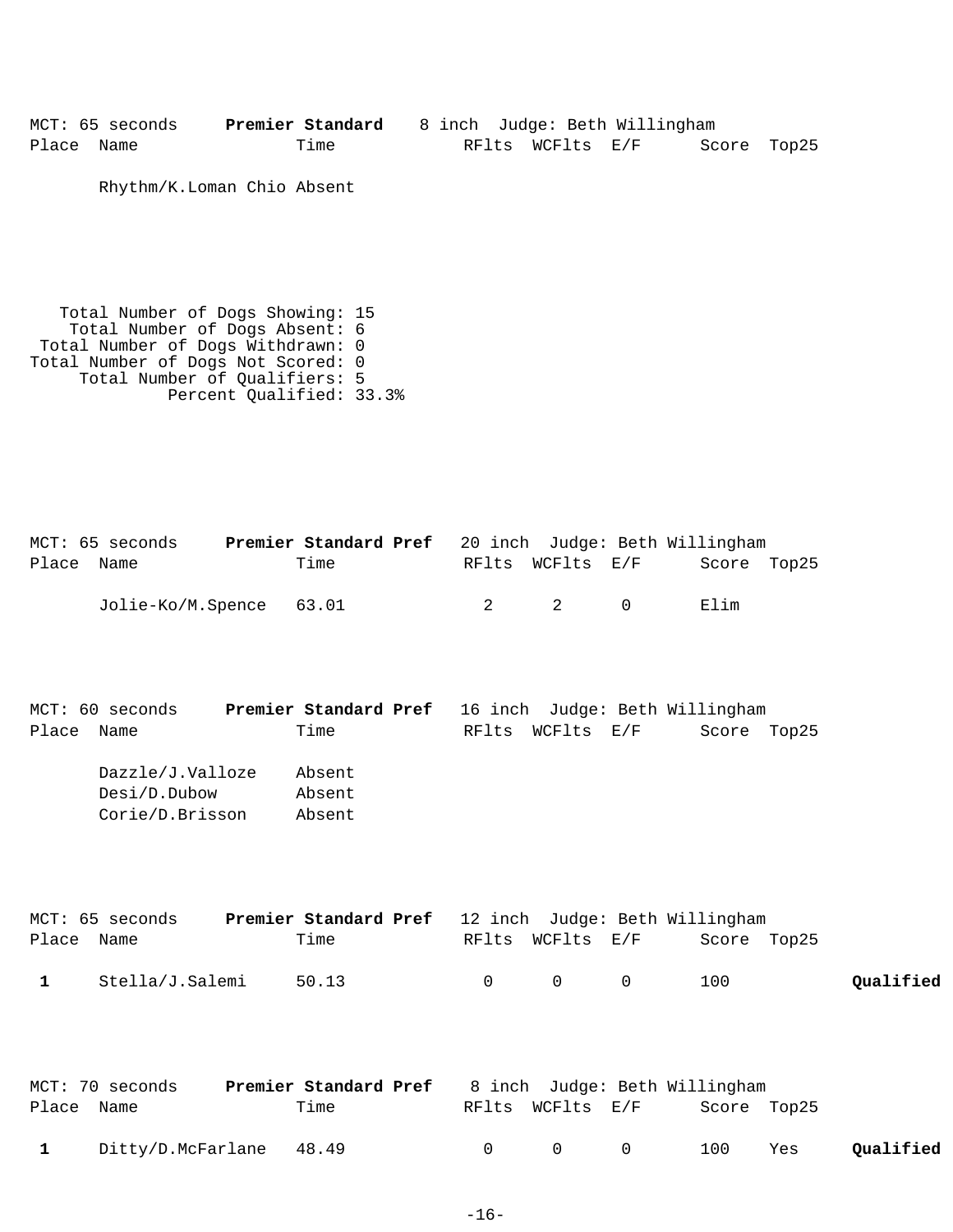MCT: 65 seconds **Premier Standard** 8 inch Judge: Beth Willingham

| Place | Name | Time | RFlts | WCFlts | E/F | Score | Top25 | |
|---|---|---|---|---|---|---|---|---|
| | Rhythm/K.Loman Chio Absent | | | | | | | |

Total Number of Dogs Showing: 15
Total Number of Dogs Absent: 6
Total Number of Dogs Withdrawn: 0
Total Number of Dogs Not Scored: 0
Total Number of Qualifiers: 5
Percent Qualified: 33.3%

MCT: 65 seconds **Premier Standard Pref** 20 inch Judge: Beth Willingham

| Place | Name | Time | RFlts | WCFlts | E/F | Score | Top25 | |
|---|---|---|---|---|---|---|---|---|
| | Jolie-Ko/M.Spence | 63.01 | 2 | 2 | 0 | Elim | | |

MCT: 60 seconds **Premier Standard Pref** 16 inch Judge: Beth Willingham

| Place | Name | Time | RFlts | WCFlts | E/F | Score | Top25 | |
|---|---|---|---|---|---|---|---|---|
| | Dazzle/J.Valloze | Absent | | | | | | |
| | Desi/D.Dubow | Absent | | | | | | |
| | Corie/D.Brisson | Absent | | | | | | |

MCT: 65 seconds **Premier Standard Pref** 12 inch Judge: Beth Willingham

| Place | Name | Time | RFlts | WCFlts | E/F | Score | Top25 | |
|---|---|---|---|---|---|---|---|---|
| **1** | Stella/J.Salemi | 50.13 | 0 | 0 | 0 | 100 | | **Qualified** |

MCT: 70 seconds **Premier Standard Pref** 8 inch Judge: Beth Willingham

| Place | Name | Time | RFlts | WCFlts | E/F | Score | Top25 | |
|---|---|---|---|---|---|---|---|---|
| **1** | Ditty/D.McFarlane | 48.49 | 0 | 0 | 0 | 100 | Yes | **Qualified** |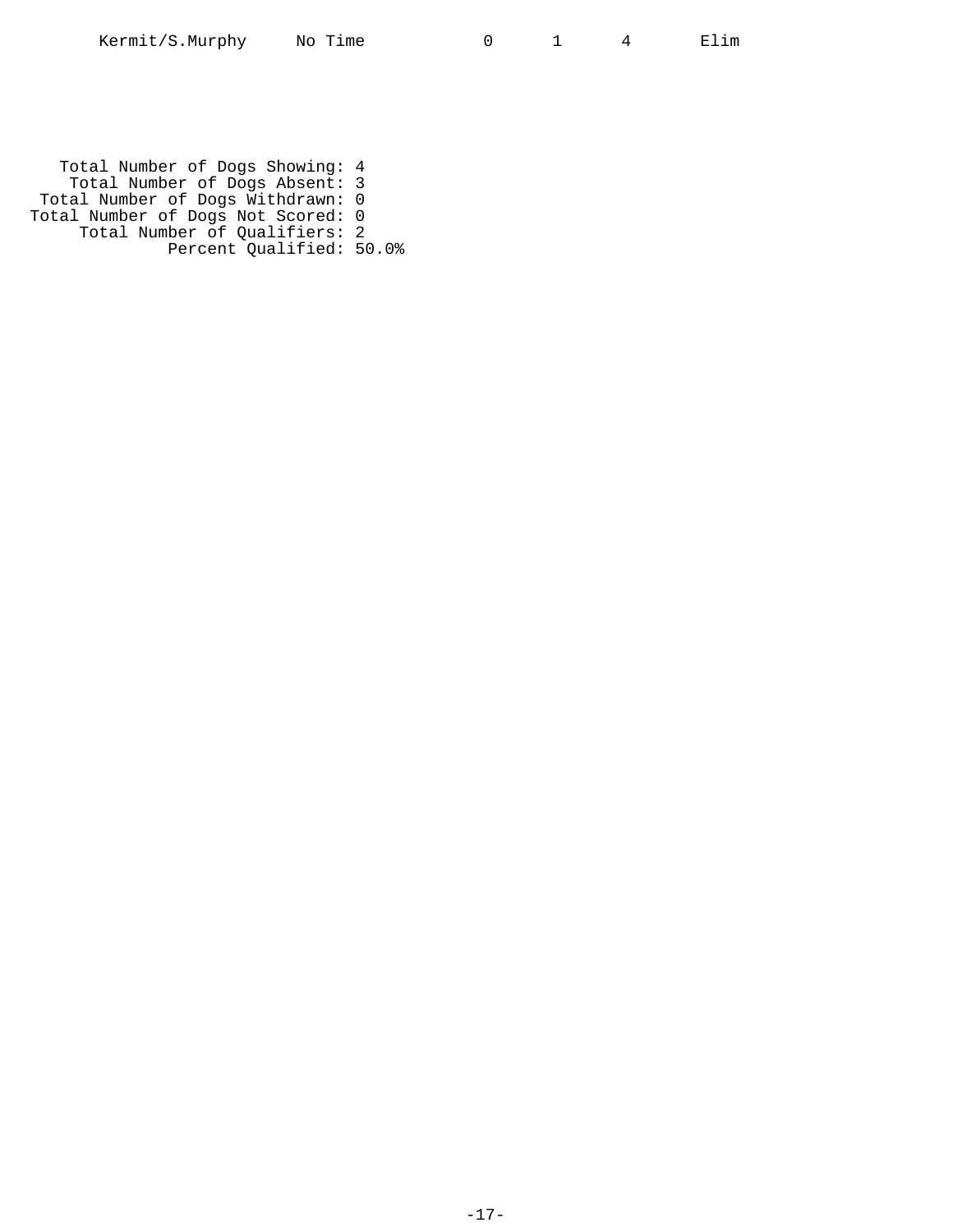| Kermit/S.Murphy | No Time | 0 | 1 | 4 | Elim |
|---|---|---|---|---|---|

Total Number of Dogs Showing: 4
Total Number of Dogs Absent: 3
Total Number of Dogs Withdrawn: 0
Total Number of Dogs Not Scored: 0
Total Number of Qualifiers: 2
Percent Qualified: 50.0%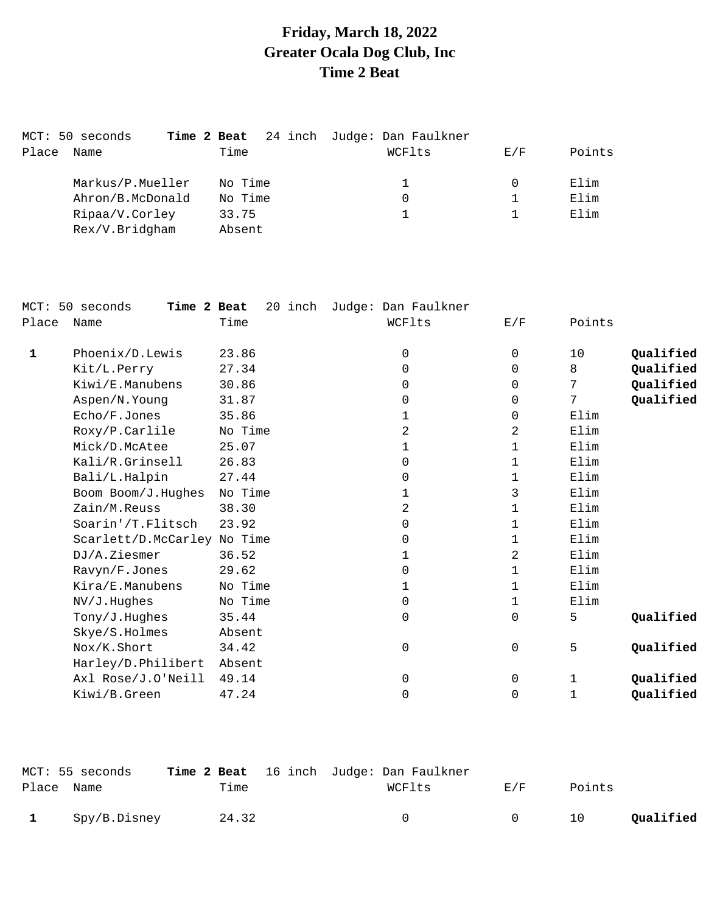# Friday, March 18, 2022
## Greater Ocala Dog Club, Inc
## Time 2 Beat

MCT: 50 seconds **Time 2 Beat** 24 inch Judge: Dan Faulkner

| Place | Name | Time | WCFlts | E/F | Points | |
|---|---|---|---|---|---|---|
| | Markus/P.Mueller | No Time | 1 | 0 | Elim | |
| | Ahron/B.McDonald | No Time | 0 | 1 | Elim | |
| | Ripaa/V.Corley | 33.75 | 1 | 1 | Elim | |
| | Rex/V.Bridgham | Absent | | | | |

MCT: 50 seconds **Time 2 Beat** 20 inch Judge: Dan Faulkner

| Place | Name | Time | WCFlts | E/F | Points | |
|---|---|---|---|---|---|---|
| **1** | Phoenix/D.Lewis | 23.86 | 0 | 0 | 10 | **Qualified** |
| | Kit/L.Perry | 27.34 | 0 | 0 | 8 | **Qualified** |
| | Kiwi/E.Manubens | 30.86 | 0 | 0 | 7 | **Qualified** |
| | Aspen/N.Young | 31.87 | 0 | 0 | 7 | **Qualified** |
| | Echo/F.Jones | 35.86 | 1 | 0 | Elim | |
| | Roxy/P.Carlile | No Time | 2 | 2 | Elim | |
| | Mick/D.McAtee | 25.07 | 1 | 1 | Elim | |
| | Kali/R.Grinsell | 26.83 | 0 | 1 | Elim | |
| | Bali/L.Halpin | 27.44 | 0 | 1 | Elim | |
| | Boom Boom/J.Hughes | No Time | 1 | 3 | Elim | |
| | Zain/M.Reuss | 38.30 | 2 | 1 | Elim | |
| | Soarin'/T.Flitsch | 23.92 | 0 | 1 | Elim | |
| | Scarlett/D.McCarley | No Time | 0 | 1 | Elim | |
| | DJ/A.Ziesmer | 36.52 | 1 | 2 | Elim | |
| | Ravyn/F.Jones | 29.62 | 0 | 1 | Elim | |
| | Kira/E.Manubens | No Time | 1 | 1 | Elim | |
| | NV/J.Hughes | No Time | 0 | 1 | Elim | |
| | Tony/J.Hughes | 35.44 | 0 | 0 | 5 | **Qualified** |
| | Skye/S.Holmes | Absent | | | | |
| | Nox/K.Short | 34.42 | 0 | 0 | 5 | **Qualified** |
| | Harley/D.Philibert | Absent | | | | |
| | Axl Rose/J.O'Neill | 49.14 | 0 | 0 | 1 | **Qualified** |
| | Kiwi/B.Green | 47.24 | 0 | 0 | 1 | **Qualified** |

MCT: 55 seconds **Time 2 Beat** 16 inch Judge: Dan Faulkner

| Place | Name | Time | WCFlts | E/F | Points | |
|---|---|---|---|---|---|---|
| **1** | Spy/B.Disney | 24.32 | 0 | 0 | 10 | **Qualified** |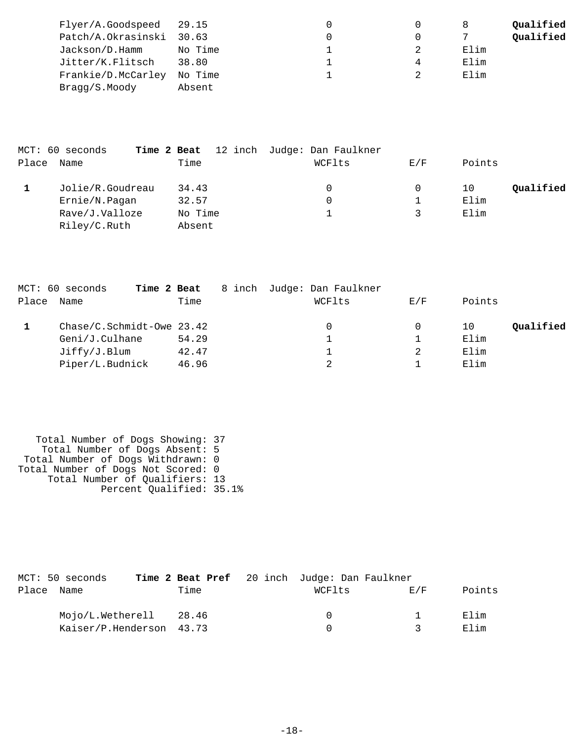| Place | Name | Time | WCFlts | E/F | Points | |
|---|---|---|---|---|---|---|
| | Flyer/A.Goodspeed | 29.15 | 0 | 0 | 8 | **Qualified** |
| | Patch/A.Okrasinski | 30.63 | 0 | 0 | 7 | **Qualified** |
| | Jackson/D.Hamm | No Time | 1 | 2 | Elim | |
| | Jitter/K.Flitsch | 38.80 | 1 | 4 | Elim | |
| | Frankie/D.McCarley | No Time | 1 | 2 | Elim | |
| | Bragg/S.Moody | Absent | | | | |

MCT: 60 seconds **Time 2 Beat** 12 inch Judge: Dan Faulkner

| Place | Name | Time | WCFlts | E/F | Points | |
|---|---|---|---|---|---|---|
| **1** | Jolie/R.Goudreau | 34.43 | 0 | 0 | 10 | **Qualified** |
| | Ernie/N.Pagan | 32.57 | 0 | 1 | Elim | |
| | Rave/J.Valloze | No Time | 1 | 3 | Elim | |
| | Riley/C.Ruth | Absent | | | | |

MCT: 60 seconds **Time 2 Beat** 8 inch Judge: Dan Faulkner

| Place | Name | Time | WCFlts | E/F | Points | |
|---|---|---|---|---|---|---|
| **1** | Chase/C.Schmidt-Owe | 23.42 | 0 | 0 | 10 | **Qualified** |
| | Geni/J.Culhane | 54.29 | 1 | 1 | Elim | |
| | Jiffy/J.Blum | 42.47 | 1 | 2 | Elim | |
| | Piper/L.Budnick | 46.96 | 2 | 1 | Elim | |

Total Number of Dogs Showing: 37
Total Number of Dogs Absent: 5
Total Number of Dogs Withdrawn: 0
Total Number of Dogs Not Scored: 0
Total Number of Qualifiers: 13
Percent Qualified: 35.1%

MCT: 50 seconds **Time 2 Beat Pref** 20 inch Judge: Dan Faulkner

| Place | Name | Time | WCFlts | E/F | Points |
|---|---|---|---|---|---|
| | Mojo/L.Wetherell | 28.46 | 0 | 1 | Elim |
| | Kaiser/P.Henderson | 43.73 | 0 | 3 | Elim |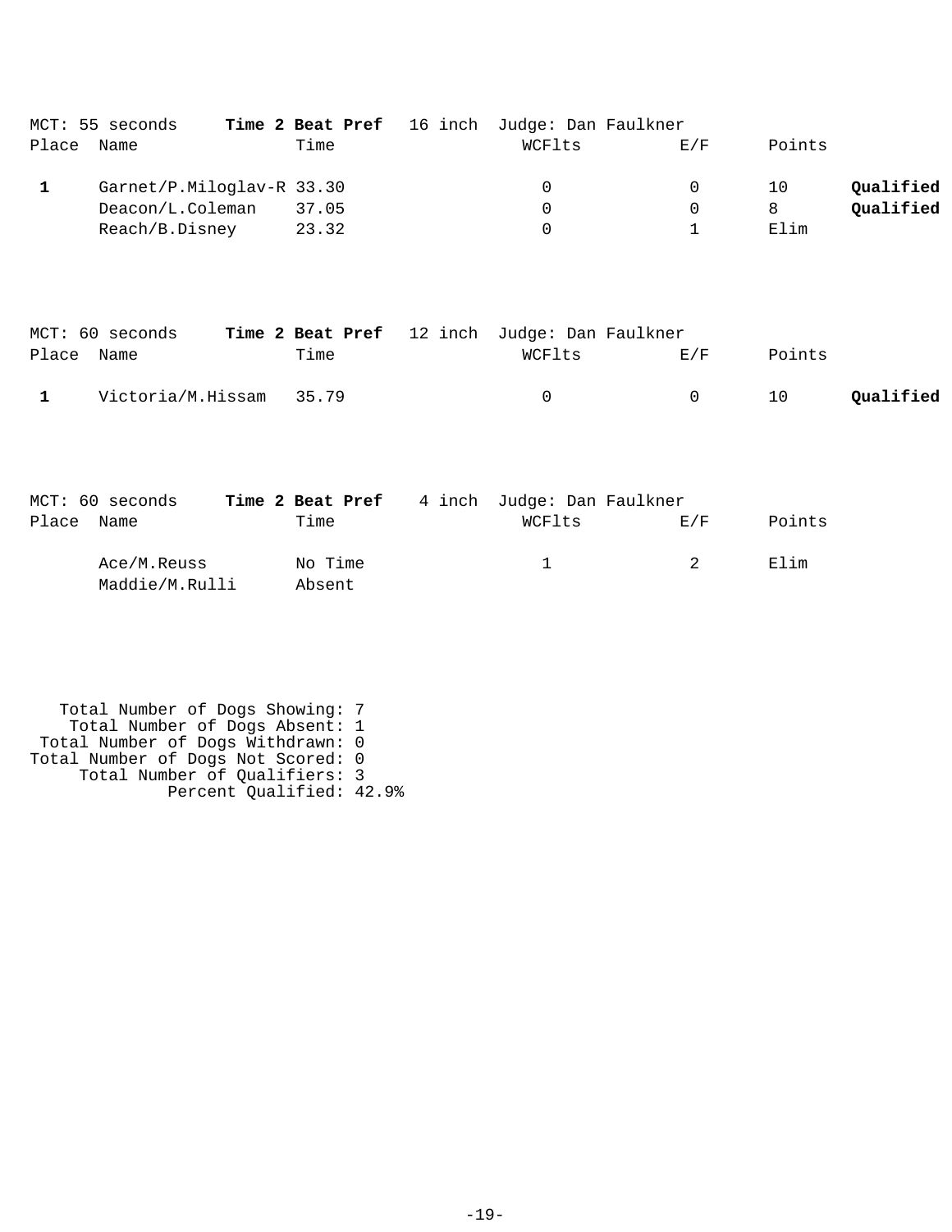MCT: 55 seconds **Time 2 Beat Pref** 16 inch Judge: Dan Faulkner

| Place | Name | Time | WCFlts | E/F | Points | |
|---|---|---|---|---|---|---|
| **1** | Garnet/P.Miloglav-R | 33.30 | 0 | 0 | 10 | **Qualified** |
| | Deacon/L.Coleman | 37.05 | 0 | 0 | 8 | **Qualified** |
| | Reach/B.Disney | 23.32 | 0 | 1 | Elim | |

MCT: 60 seconds **Time 2 Beat Pref** 12 inch Judge: Dan Faulkner

| Place | Name | Time | WCFlts | E/F | Points | |
|---|---|---|---|---|---|---|
| **1** | Victoria/M.Hissam | 35.79 | 0 | 0 | 10 | **Qualified** |

MCT: 60 seconds **Time 2 Beat Pref** 4 inch Judge: Dan Faulkner

| Place | Name | Time | WCFlts | E/F | Points |
|---|---|---|---|---|---|
| | Ace/M.Reuss | No Time | 1 | 2 | Elim |
| | Maddie/M.Rulli | Absent | | | |

Total Number of Dogs Showing: 7
Total Number of Dogs Absent: 1
Total Number of Dogs Withdrawn: 0
Total Number of Dogs Not Scored: 0
Total Number of Qualifiers: 3
Percent Qualified: 42.9%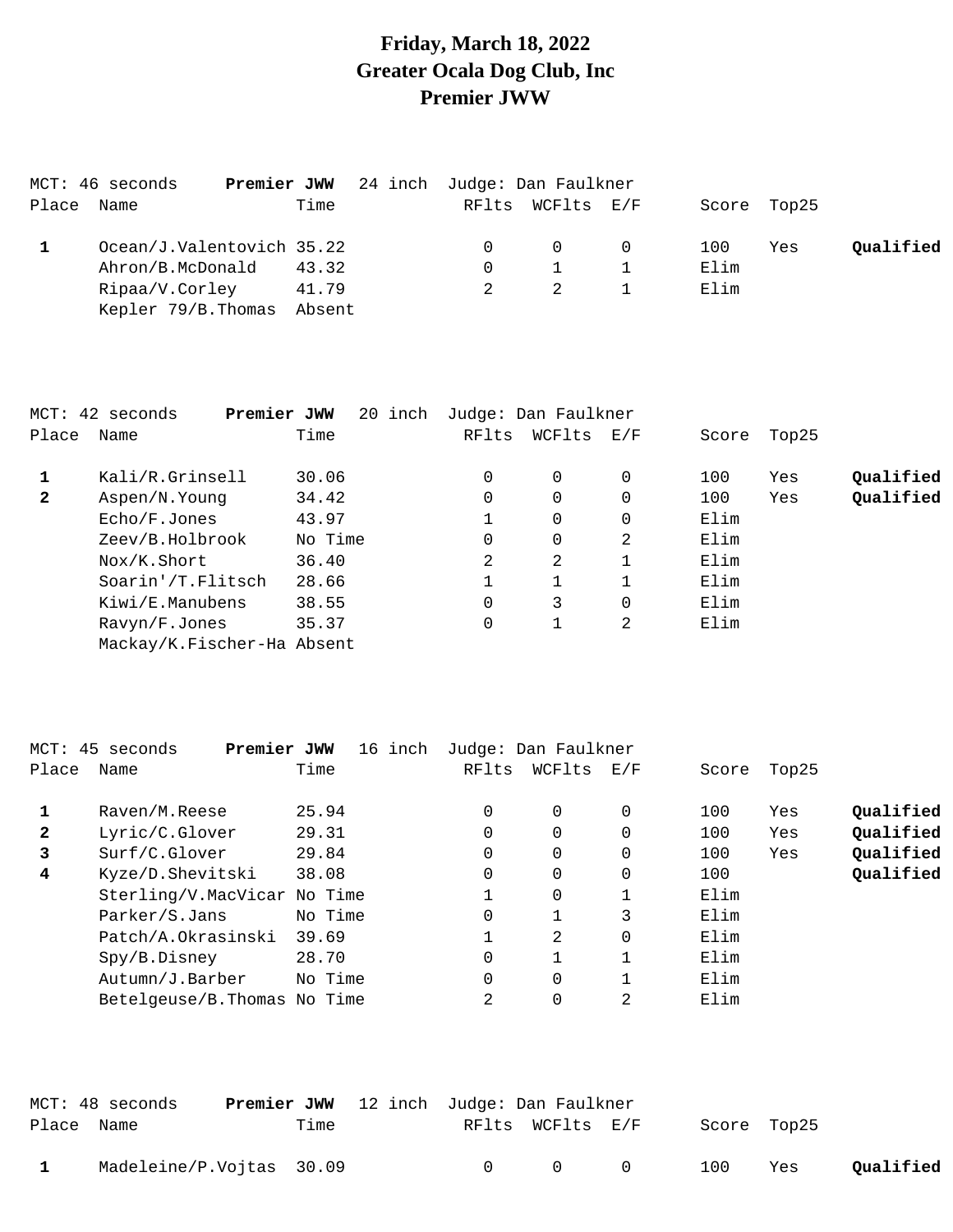# Friday, March 18, 2022
# Greater Ocala Dog Club, Inc
# Premier JWW

MCT: 46 seconds **Premier JWW** 24 inch Judge: Dan Faulkner

| Place | Name | Time | RFlts | WCFlts | E/F | Score | Top25 | |
|---|---|---|---|---|---|---|---|---|
| **1** | Ocean/J.Valentovich | 35.22 | 0 | 0 | 0 | 100 | Yes | **Qualified** |
| | Ahron/B.McDonald | 43.32 | 0 | 1 | 1 | Elim | | |
| | Ripaa/V.Corley | 41.79 | 2 | 2 | 1 | Elim | | |
| | Kepler 79/B.Thomas | Absent | | | | | | |

MCT: 42 seconds **Premier JWW** 20 inch Judge: Dan Faulkner

| Place | Name | Time | RFlts | WCFlts | E/F | Score | Top25 | |
|---|---|---|---|---|---|---|---|---|
| **1** | Kali/R.Grinsell | 30.06 | 0 | 0 | 0 | 100 | Yes | **Qualified** |
| **2** | Aspen/N.Young | 34.42 | 0 | 0 | 0 | 100 | Yes | **Qualified** |
| | Echo/F.Jones | 43.97 | 1 | 0 | 0 | Elim | | |
| | Zeev/B.Holbrook | No Time | 0 | 0 | 2 | Elim | | |
| | Nox/K.Short | 36.40 | 2 | 2 | 1 | Elim | | |
| | Soarin'/T.Flitsch | 28.66 | 1 | 1 | 1 | Elim | | |
| | Kiwi/E.Manubens | 38.55 | 0 | 3 | 0 | Elim | | |
| | Ravyn/F.Jones | 35.37 | 0 | 1 | 2 | Elim | | |
| | Mackay/K.Fischer-Ha | Absent | | | | | | |

MCT: 45 seconds **Premier JWW** 16 inch Judge: Dan Faulkner

| Place | Name | Time | RFlts | WCFlts | E/F | Score | Top25 | |
|---|---|---|---|---|---|---|---|---|
| **1** | Raven/M.Reese | 25.94 | 0 | 0 | 0 | 100 | Yes | **Qualified** |
| **2** | Lyric/C.Glover | 29.31 | 0 | 0 | 0 | 100 | Yes | **Qualified** |
| **3** | Surf/C.Glover | 29.84 | 0 | 0 | 0 | 100 | Yes | **Qualified** |
| **4** | Kyze/D.Shevitski | 38.08 | 0 | 0 | 0 | 100 | | **Qualified** |
| | Sterling/V.MacVicar | No Time | 1 | 0 | 1 | Elim | | |
| | Parker/S.Jans | No Time | 0 | 1 | 3 | Elim | | |
| | Patch/A.Okrasinski | 39.69 | 1 | 2 | 0 | Elim | | |
| | Spy/B.Disney | 28.70 | 0 | 1 | 1 | Elim | | |
| | Autumn/J.Barber | No Time | 0 | 0 | 1 | Elim | | |
| | Betelgeuse/B.Thomas | No Time | 2 | 0 | 2 | Elim | | |

MCT: 48 seconds **Premier JWW** 12 inch Judge: Dan Faulkner

| Place | Name | Time | RFlts | WCFlts | E/F | Score | Top25 | |
|---|---|---|---|---|---|---|---|---|
| **1** | Madeleine/P.Vojtas | 30.09 | 0 | 0 | 0 | 100 | Yes | **Qualified** |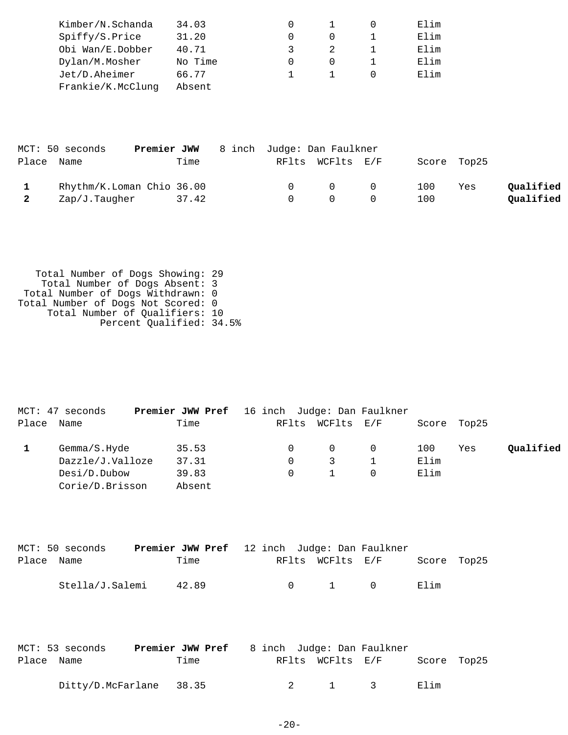| Place | Name | Time | RFlts | WCFlts | E/F | Score | Top25 | |
|---|---|---|---|---|---|---|---|---|
| | Kimber/N.Schanda | 34.03 | 0 | 1 | 0 | Elim | | |
| | Spiffy/S.Price | 31.20 | 0 | 0 | 1 | Elim | | |
| | Obi Wan/E.Dobber | 40.71 | 3 | 2 | 1 | Elim | | |
| | Dylan/M.Mosher | No Time | 0 | 0 | 1 | Elim | | |
| | Jet/D.Aheimer | 66.77 | 1 | 1 | 0 | Elim | | |
| | Frankie/K.McClung | Absent | | | | | | |

MCT: 50 seconds **Premier JWW** 8 inch Judge: Dan Faulkner

| Place | Name | Time | RFlts | WCFlts | E/F | Score | Top25 | |
|---|---|---|---|---|---|---|---|---|
| 1 | Rhythm/K.Loman Chio | 36.00 | 0 | 0 | 0 | 100 | Yes | **Qualified** |
| 2 | Zap/J.Taugher | 37.42 | 0 | 0 | 0 | 100 | | **Qualified** |

Total Number of Dogs Showing: 29
Total Number of Dogs Absent: 3
Total Number of Dogs Withdrawn: 0
Total Number of Dogs Not Scored: 0
Total Number of Qualifiers: 10
Percent Qualified: 34.5%

MCT: 47 seconds **Premier JWW Pref** 16 inch Judge: Dan Faulkner

| Place | Name | Time | RFlts | WCFlts | E/F | Score | Top25 | |
|---|---|---|---|---|---|---|---|---|
| 1 | Gemma/S.Hyde | 35.53 | 0 | 0 | 0 | 100 | Yes | **Qualified** |
| | Dazzle/J.Valloze | 37.31 | 0 | 3 | 1 | Elim | | |
| | Desi/D.Dubow | 39.83 | 0 | 1 | 0 | Elim | | |
| | Corie/D.Brisson | Absent | | | | | | |

MCT: 50 seconds **Premier JWW Pref** 12 inch Judge: Dan Faulkner

| Place | Name | Time | RFlts | WCFlts | E/F | Score | Top25 |
|---|---|---|---|---|---|---|---|
| | Stella/J.Salemi | 42.89 | 0 | 1 | 0 | Elim | |

MCT: 53 seconds **Premier JWW Pref** 8 inch Judge: Dan Faulkner

| Place | Name | Time | RFlts | WCFlts | E/F | Score | Top25 |
|---|---|---|---|---|---|---|---|
| | Ditty/D.McFarlane | 38.35 | 2 | 1 | 3 | Elim | |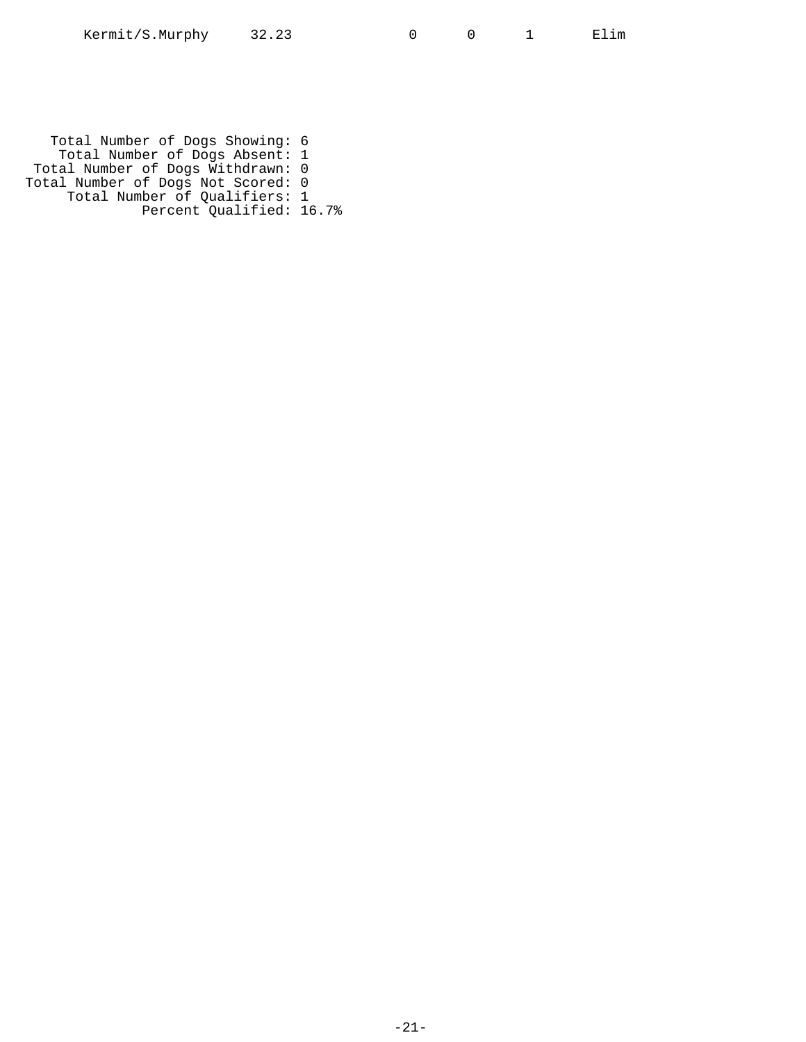| | | | | | |
|---|---|---|---|---|---|
| Kermit/S.Murphy | 32.23 | 0 | 0 | 1 | Elim |

Total Number of Dogs Showing: 6
Total Number of Dogs Absent: 1
Total Number of Dogs Withdrawn: 0
Total Number of Dogs Not Scored: 0
Total Number of Qualifiers: 1
Percent Qualified: 16.7%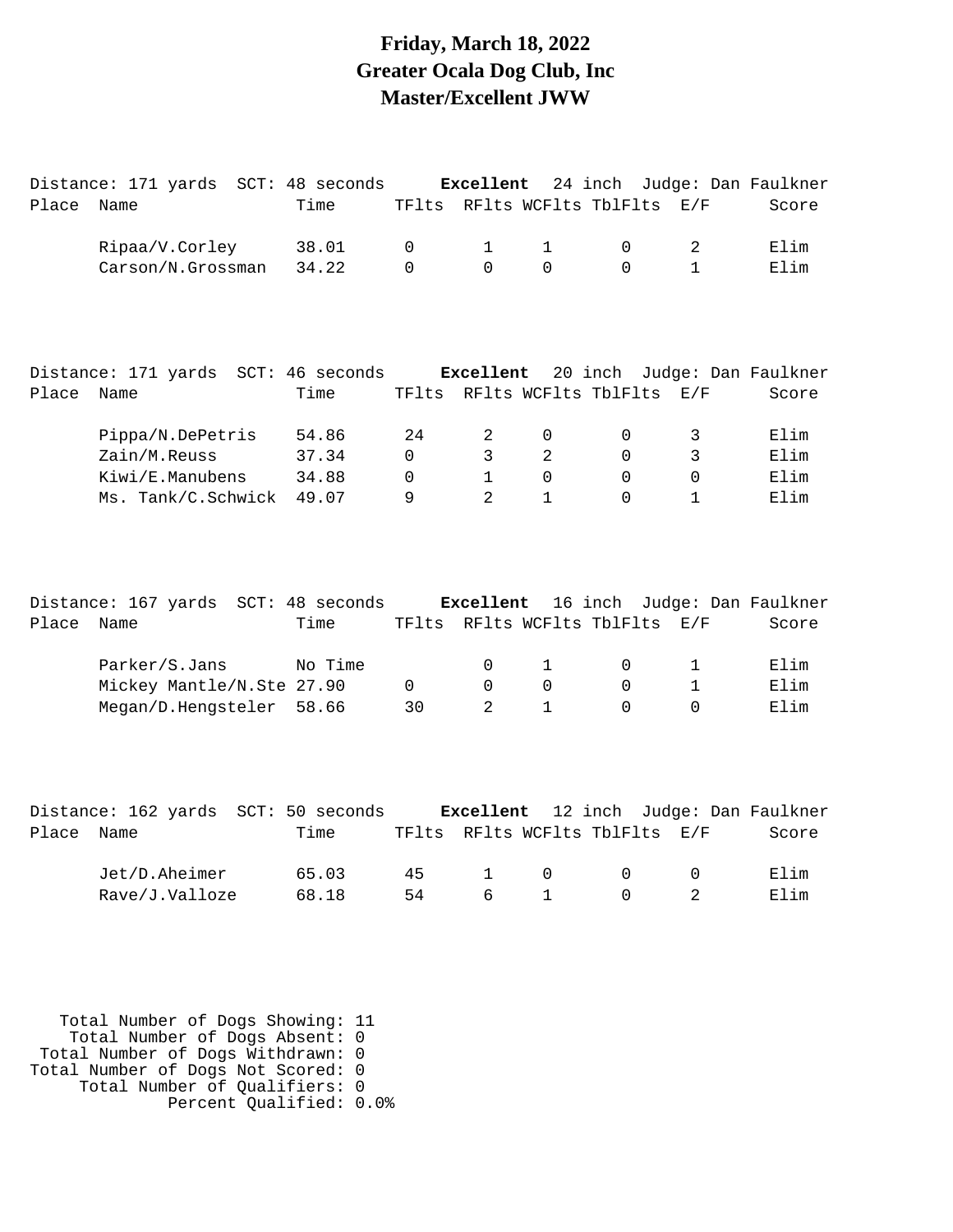# Friday, March 18, 2022
# Greater Ocala Dog Club, Inc
# Master/Excellent JWW

Distance: 171 yards SCT: 48 seconds **Excellent** 24 inch Judge: Dan Faulkner

| Place | Name | Time | TFlts | RFlts | WCFlts | TblFlts | E/F | Score |
|---|---|---|---|---|---|---|---|---|
| | Ripaa/V.Corley | 38.01 | 0 | 1 | 1 | 0 | 2 | Elim |
| | Carson/N.Grossman | 34.22 | 0 | 0 | 0 | 0 | 1 | Elim |

Distance: 171 yards SCT: 46 seconds **Excellent** 20 inch Judge: Dan Faulkner

| Place | Name | Time | TFlts | RFlts | WCFlts | TblFlts | E/F | Score |
|---|---|---|---|---|---|---|---|---|
| | Pippa/N.DePetris | 54.86 | 24 | 2 | 0 | 0 | 3 | Elim |
| | Zain/M.Reuss | 37.34 | 0 | 3 | 2 | 0 | 3 | Elim |
| | Kiwi/E.Manubens | 34.88 | 0 | 1 | 0 | 0 | 0 | Elim |
| | Ms. Tank/C.Schwick | 49.07 | 9 | 2 | 1 | 0 | 1 | Elim |

Distance: 167 yards SCT: 48 seconds **Excellent** 16 inch Judge: Dan Faulkner

| Place | Name | Time | TFlts | RFlts | WCFlts | TblFlts | E/F | Score |
|---|---|---|---|---|---|---|---|---|
| | Parker/S.Jans | No Time | | 0 | 1 | 0 | 1 | Elim |
| | Mickey Mantle/N.Ste | 27.90 | 0 | 0 | 0 | 0 | 1 | Elim |
| | Megan/D.Hengsteler | 58.66 | 30 | 2 | 1 | 0 | 0 | Elim |

Distance: 162 yards SCT: 50 seconds **Excellent** 12 inch Judge: Dan Faulkner

| Place | Name | Time | TFlts | RFlts | WCFlts | TblFlts | E/F | Score |
|---|---|---|---|---|---|---|---|---|
| | Jet/D.Aheimer | 65.03 | 45 | 1 | 0 | 0 | 0 | Elim |
| | Rave/J.Valloze | 68.18 | 54 | 6 | 1 | 0 | 2 | Elim |

Total Number of Dogs Showing: 11
Total Number of Dogs Absent: 0
Total Number of Dogs Withdrawn: 0
Total Number of Dogs Not Scored: 0
Total Number of Qualifiers: 0
Percent Qualified: 0.0%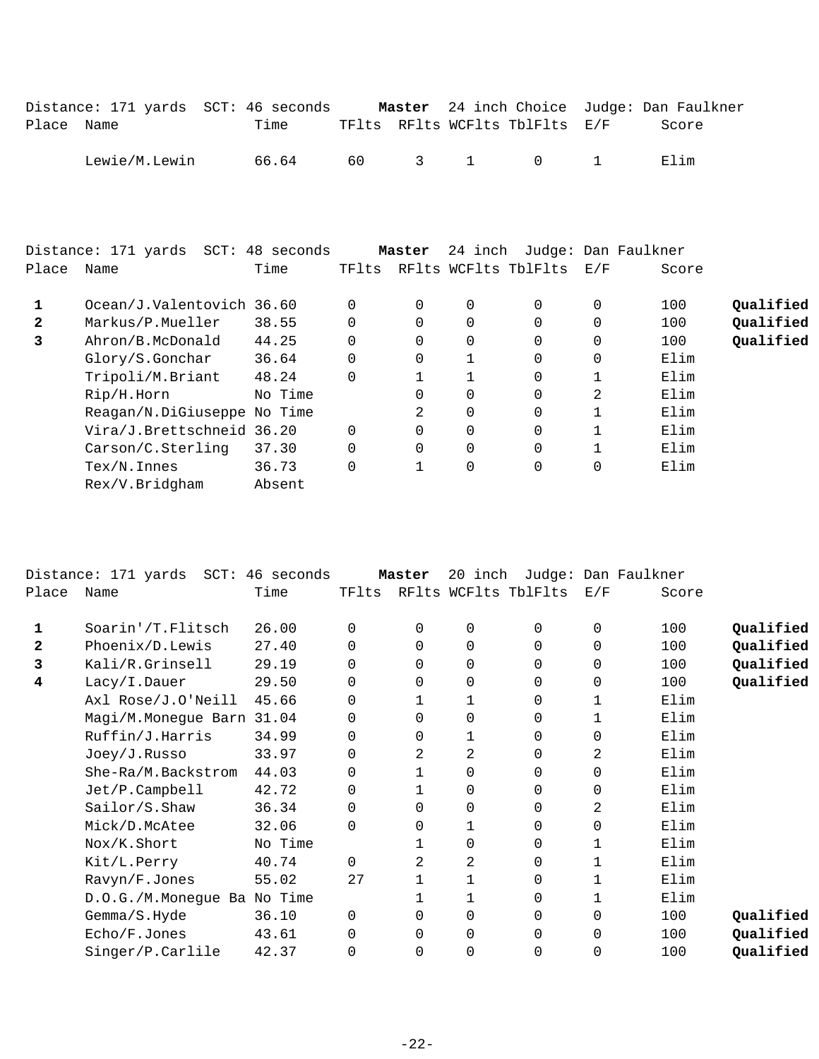Distance: 171 yards  SCT: 46 seconds  **Master**  24 inch Choice  Judge: Dan Faulkner

| Place | Name | Time | TFlts | RFlts | WCFlts | TblFlts | E/F | Score | |
|---|---|---|---|---|---|---|---|---|---|
| | Lewie/M.Lewin | 66.64 | 60 | 3 | 1 | 0 | 1 | Elim | |

Distance: 171 yards  SCT: 48 seconds  **Master**  24 inch  Judge: Dan Faulkner

| Place | Name | Time | TFlts | RFlts | WCFlts | TblFlts | E/F | Score | |
|---|---|---|---|---|---|---|---|---|---|
| **1** | Ocean/J.Valentovich | 36.60 | 0 | 0 | 0 | 0 | 0 | 100 | **Qualified** |
| **2** | Markus/P.Mueller | 38.55 | 0 | 0 | 0 | 0 | 0 | 100 | **Qualified** |
| **3** | Ahron/B.McDonald | 44.25 | 0 | 0 | 0 | 0 | 0 | 100 | **Qualified** |
| | Glory/S.Gonchar | 36.64 | 0 | 0 | 1 | 0 | 0 | Elim | |
| | Tripoli/M.Briant | 48.24 | 0 | 1 | 1 | 0 | 1 | Elim | |
| | Rip/H.Horn | No Time | | 0 | 0 | 0 | 2 | Elim | |
| | Reagan/N.DiGiuseppe | No Time | | 2 | 0 | 0 | 1 | Elim | |
| | Vira/J.Brettschneid | 36.20 | 0 | 0 | 0 | 0 | 1 | Elim | |
| | Carson/C.Sterling | 37.30 | 0 | 0 | 0 | 0 | 1 | Elim | |
| | Tex/N.Innes | 36.73 | 0 | 1 | 0 | 0 | 0 | Elim | |
| | Rex/V.Bridgham | Absent | | | | | | | |

Distance: 171 yards  SCT: 46 seconds  **Master**  20 inch  Judge: Dan Faulkner

| Place | Name | Time | TFlts | RFlts | WCFlts | TblFlts | E/F | Score | |
|---|---|---|---|---|---|---|---|---|---|
| **1** | Soarin'/T.Flitsch | 26.00 | 0 | 0 | 0 | 0 | 0 | 100 | **Qualified** |
| **2** | Phoenix/D.Lewis | 27.40 | 0 | 0 | 0 | 0 | 0 | 100 | **Qualified** |
| **3** | Kali/R.Grinsell | 29.19 | 0 | 0 | 0 | 0 | 0 | 100 | **Qualified** |
| **4** | Lacy/I.Dauer | 29.50 | 0 | 0 | 0 | 0 | 0 | 100 | **Qualified** |
| | Axl Rose/J.O'Neill | 45.66 | 0 | 1 | 1 | 0 | 1 | Elim | |
| | Magi/M.Monegue Barn | 31.04 | 0 | 0 | 0 | 0 | 1 | Elim | |
| | Ruffin/J.Harris | 34.99 | 0 | 0 | 1 | 0 | 0 | Elim | |
| | Joey/J.Russo | 33.97 | 0 | 2 | 2 | 0 | 2 | Elim | |
| | She-Ra/M.Backstrom | 44.03 | 0 | 1 | 0 | 0 | 0 | Elim | |
| | Jet/P.Campbell | 42.72 | 0 | 1 | 0 | 0 | 0 | Elim | |
| | Sailor/S.Shaw | 36.34 | 0 | 0 | 0 | 0 | 2 | Elim | |
| | Mick/D.McAtee | 32.06 | 0 | 0 | 1 | 0 | 0 | Elim | |
| | Nox/K.Short | No Time | | 1 | 0 | 0 | 1 | Elim | |
| | Kit/L.Perry | 40.74 | 0 | 2 | 2 | 0 | 1 | Elim | |
| | Ravyn/F.Jones | 55.02 | 27 | 1 | 1 | 0 | 1 | Elim | |
| | D.O.G./M.Monegue Ba | No Time | | 1 | 1 | 0 | 1 | Elim | |
| | Gemma/S.Hyde | 36.10 | 0 | 0 | 0 | 0 | 0 | 100 | **Qualified** |
| | Echo/F.Jones | 43.61 | 0 | 0 | 0 | 0 | 0 | 100 | **Qualified** |
| | Singer/P.Carlile | 42.37 | 0 | 0 | 0 | 0 | 0 | 100 | **Qualified** |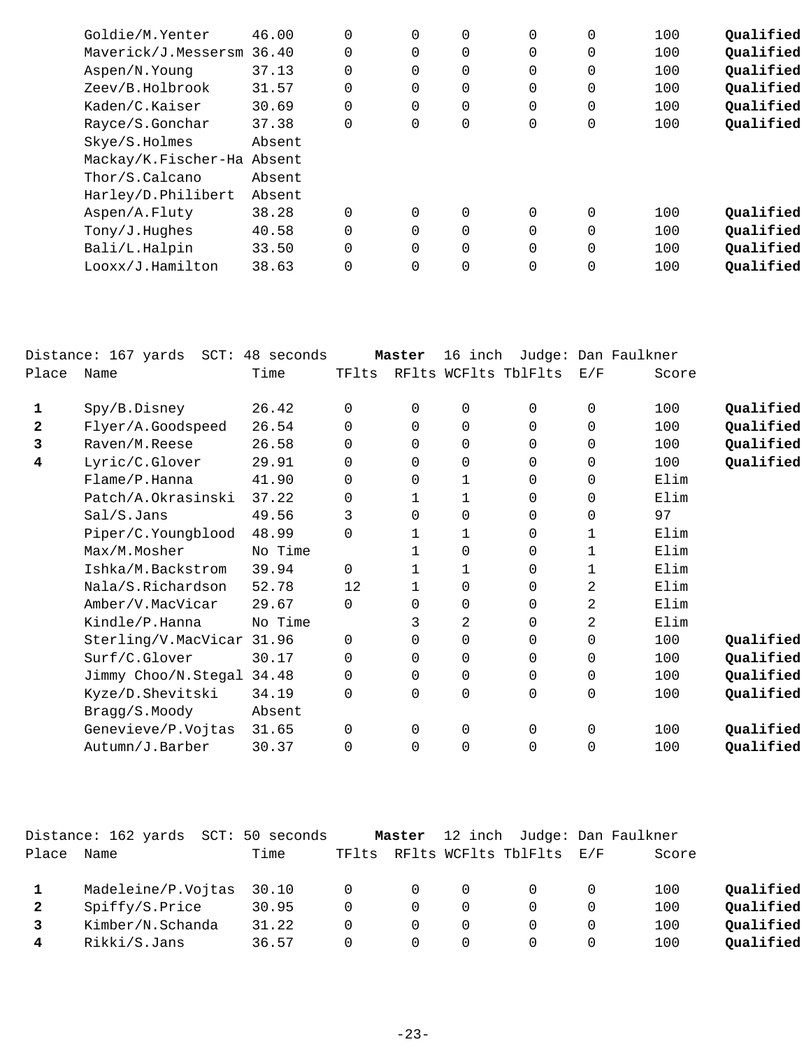| Place | Name | Time | TFlts | RFlts | WCFlts | TblFlts | E/F | Score | |
|---|---|---|---|---|---|---|---|---|---|
| | Goldie/M.Yenter | 46.00 | 0 | 0 | 0 | 0 | 0 | 100 | **Qualified** |
| | Maverick/J.Messersm | 36.40 | 0 | 0 | 0 | 0 | 0 | 100 | **Qualified** |
| | Aspen/N.Young | 37.13 | 0 | 0 | 0 | 0 | 0 | 100 | **Qualified** |
| | Zeev/B.Holbrook | 31.57 | 0 | 0 | 0 | 0 | 0 | 100 | **Qualified** |
| | Kaden/C.Kaiser | 30.69 | 0 | 0 | 0 | 0 | 0 | 100 | **Qualified** |
| | Rayce/S.Gonchar | 37.38 | 0 | 0 | 0 | 0 | 0 | 100 | **Qualified** |
| | Skye/S.Holmes | Absent | | | | | | | |
| | Mackay/K.Fischer-Ha | Absent | | | | | | | |
| | Thor/S.Calcano | Absent | | | | | | | |
| | Harley/D.Philibert | Absent | | | | | | | |
| | Aspen/A.Fluty | 38.28 | 0 | 0 | 0 | 0 | 0 | 100 | **Qualified** |
| | Tony/J.Hughes | 40.58 | 0 | 0 | 0 | 0 | 0 | 100 | **Qualified** |
| | Bali/L.Halpin | 33.50 | 0 | 0 | 0 | 0 | 0 | 100 | **Qualified** |
| | Looxx/J.Hamilton | 38.63 | 0 | 0 | 0 | 0 | 0 | 100 | **Qualified** |

Distance: 167 yards SCT: 48 seconds **Master** 16 inch Judge: Dan Faulkner

| Place | Name | Time | TFlts | RFlts | WCFlts | TblFlts | E/F | Score | |
|---|---|---|---|---|---|---|---|---|---|
| **1** | Spy/B.Disney | 26.42 | 0 | 0 | 0 | 0 | 0 | 100 | **Qualified** |
| **2** | Flyer/A.Goodspeed | 26.54 | 0 | 0 | 0 | 0 | 0 | 100 | **Qualified** |
| **3** | Raven/M.Reese | 26.58 | 0 | 0 | 0 | 0 | 0 | 100 | **Qualified** |
| **4** | Lyric/C.Glover | 29.91 | 0 | 0 | 0 | 0 | 0 | 100 | **Qualified** |
| | Flame/P.Hanna | 41.90 | 0 | 0 | 1 | 0 | 0 | Elim | |
| | Patch/A.Okrasinski | 37.22 | 0 | 1 | 1 | 0 | 0 | Elim | |
| | Sal/S.Jans | 49.56 | 3 | 0 | 0 | 0 | 0 | 97 | |
| | Piper/C.Youngblood | 48.99 | 0 | 1 | 1 | 0 | 1 | Elim | |
| | Max/M.Mosher | No Time | | 1 | 0 | 0 | 1 | Elim | |
| | Ishka/M.Backstrom | 39.94 | 0 | 1 | 1 | 0 | 1 | Elim | |
| | Nala/S.Richardson | 52.78 | 12 | 1 | 0 | 0 | 2 | Elim | |
| | Amber/V.MacVicar | 29.67 | 0 | 0 | 0 | 0 | 2 | Elim | |
| | Kindle/P.Hanna | No Time | | 3 | 2 | 0 | 2 | Elim | |
| | Sterling/V.MacVicar | 31.96 | 0 | 0 | 0 | 0 | 0 | 100 | **Qualified** |
| | Surf/C.Glover | 30.17 | 0 | 0 | 0 | 0 | 0 | 100 | **Qualified** |
| | Jimmy Choo/N.Stegal | 34.48 | 0 | 0 | 0 | 0 | 0 | 100 | **Qualified** |
| | Kyze/D.Shevitski | 34.19 | 0 | 0 | 0 | 0 | 0 | 100 | **Qualified** |
| | Bragg/S.Moody | Absent | | | | | | | |
| | Genevieve/P.Vojtas | 31.65 | 0 | 0 | 0 | 0 | 0 | 100 | **Qualified** |
| | Autumn/J.Barber | 30.37 | 0 | 0 | 0 | 0 | 0 | 100 | **Qualified** |

Distance: 162 yards SCT: 50 seconds **Master** 12 inch Judge: Dan Faulkner

| Place | Name | Time | TFlts | RFlts | WCFlts | TblFlts | E/F | Score | |
|---|---|---|---|---|---|---|---|---|---|
| **1** | Madeleine/P.Vojtas | 30.10 | 0 | 0 | 0 | 0 | 0 | 100 | **Qualified** |
| **2** | Spiffy/S.Price | 30.95 | 0 | 0 | 0 | 0 | 0 | 100 | **Qualified** |
| **3** | Kimber/N.Schanda | 31.22 | 0 | 0 | 0 | 0 | 0 | 100 | **Qualified** |
| **4** | Rikki/S.Jans | 36.57 | 0 | 0 | 0 | 0 | 0 | 100 | **Qualified** |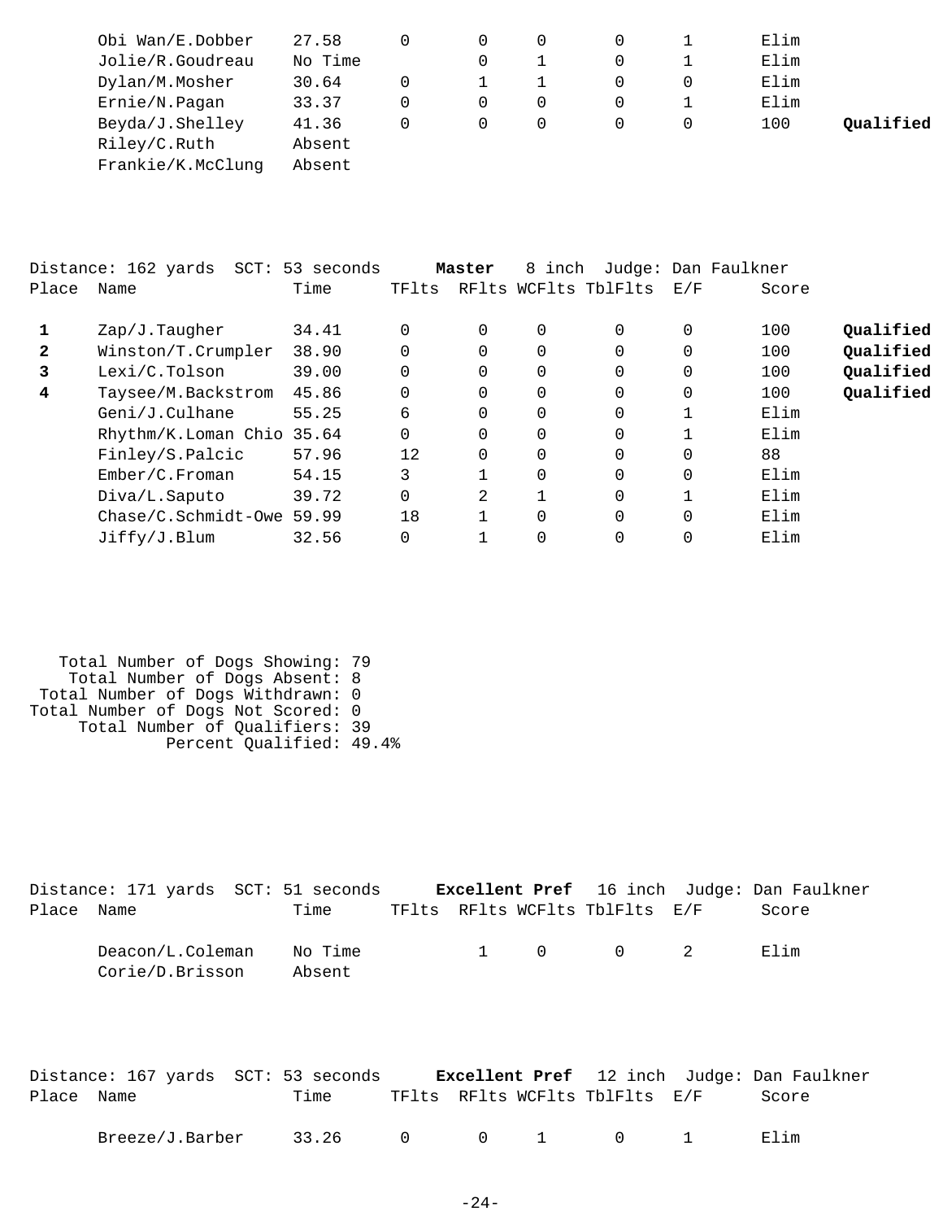| Place | Name | Time | TFlts | RFlts | WCFlts | TblFlts | E/F | Score | |
|---|---|---|---|---|---|---|---|---|---|
| | Obi Wan/E.Dobber | 27.58 | 0 | 0 | 0 | 0 | 1 | Elim | |
| | Jolie/R.Goudreau | No Time | | 0 | 1 | 0 | 1 | Elim | |
| | Dylan/M.Mosher | 30.64 | 0 | 1 | 1 | 0 | 0 | Elim | |
| | Ernie/N.Pagan | 33.37 | 0 | 0 | 0 | 0 | 1 | Elim | |
| | Beyda/J.Shelley | 41.36 | 0 | 0 | 0 | 0 | 0 | 100 | **Qualified** |
| | Riley/C.Ruth | Absent | | | | | | | |
| | Frankie/K.McClung | Absent | | | | | | | |

Distance: 162 yards SCT: 53 seconds **Master** 8 inch Judge: Dan Faulkner

| Place | Name | Time | TFlts | RFlts | WCFlts | TblFlts | E/F | Score | |
|---|---|---|---|---|---|---|---|---|---|
| **1** | Zap/J.Taugher | 34.41 | 0 | 0 | 0 | 0 | 0 | 100 | **Qualified** |
| **2** | Winston/T.Crumpler | 38.90 | 0 | 0 | 0 | 0 | 0 | 100 | **Qualified** |
| **3** | Lexi/C.Tolson | 39.00 | 0 | 0 | 0 | 0 | 0 | 100 | **Qualified** |
| **4** | Taysee/M.Backstrom | 45.86 | 0 | 0 | 0 | 0 | 0 | 100 | **Qualified** |
| | Geni/J.Culhane | 55.25 | 6 | 0 | 0 | 0 | 1 | Elim | |
| | Rhythm/K.Loman Chio | 35.64 | 0 | 0 | 0 | 0 | 1 | Elim | |
| | Finley/S.Palcic | 57.96 | 12 | 0 | 0 | 0 | 0 | 88 | |
| | Ember/C.Froman | 54.15 | 3 | 1 | 0 | 0 | 0 | Elim | |
| | Diva/L.Saputo | 39.72 | 0 | 2 | 1 | 0 | 1 | Elim | |
| | Chase/C.Schmidt-Owe | 59.99 | 18 | 1 | 0 | 0 | 0 | Elim | |
| | Jiffy/J.Blum | 32.56 | 0 | 1 | 0 | 0 | 0 | Elim | |

Total Number of Dogs Showing: 79
Total Number of Dogs Absent: 8
Total Number of Dogs Withdrawn: 0
Total Number of Dogs Not Scored: 0
Total Number of Qualifiers: 39
Percent Qualified: 49.4%

Distance: 171 yards SCT: 51 seconds **Excellent Pref** 16 inch Judge: Dan Faulkner

| Place | Name | Time | TFlts | RFlts | WCFlts | TblFlts | E/F | Score |
|---|---|---|---|---|---|---|---|---|
| | Deacon/L.Coleman | No Time | | 1 | 0 | 0 | 2 | Elim |
| | Corie/D.Brisson | Absent | | | | | | |

Distance: 167 yards SCT: 53 seconds **Excellent Pref** 12 inch Judge: Dan Faulkner

| Place | Name | Time | TFlts | RFlts | WCFlts | TblFlts | E/F | Score |
|---|---|---|---|---|---|---|---|---|
| | Breeze/J.Barber | 33.26 | 0 | 0 | 1 | 0 | 1 | Elim |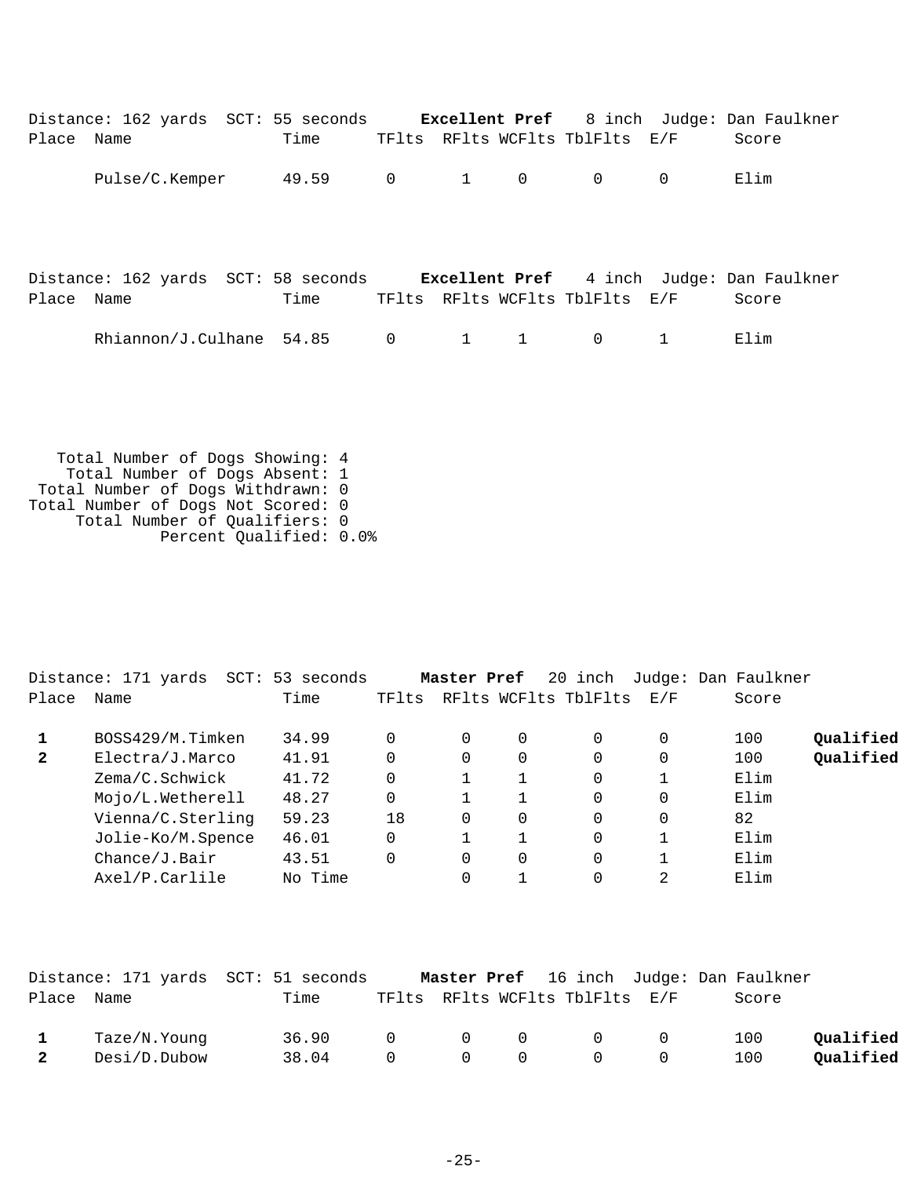Distance: 162 yards  SCT: 55 seconds  **Excellent Pref**  8 inch  Judge: Dan Faulkner

| Place | Name | Time | TFlts | RFlts | WCFlts | TblFlts | E/F | Score | |
|---|---|---|---|---|---|---|---|---|---|
| | Pulse/C.Kemper | 49.59 | 0 | 1 | 0 | 0 | 0 | Elim | |

Distance: 162 yards  SCT: 58 seconds  **Excellent Pref**  4 inch  Judge: Dan Faulkner

| Place | Name | Time | TFlts | RFlts | WCFlts | TblFlts | E/F | Score | |
|---|---|---|---|---|---|---|---|---|---|
| | Rhiannon/J.Culhane | 54.85 | 0 | 1 | 1 | 0 | 1 | Elim | |

Total Number of Dogs Showing: 4
Total Number of Dogs Absent: 1
Total Number of Dogs Withdrawn: 0
Total Number of Dogs Not Scored: 0
Total Number of Qualifiers: 0
Percent Qualified: 0.0%

Distance: 171 yards  SCT: 53 seconds  **Master Pref**  20 inch  Judge: Dan Faulkner

| Place | Name | Time | TFlts | RFlts | WCFlts | TblFlts | E/F | Score | |
|---|---|---|---|---|---|---|---|---|---|
| **1** | BOSS429/M.Timken | 34.99 | 0 | 0 | 0 | 0 | 0 | 100 | **Qualified** |
| **2** | Electra/J.Marco | 41.91 | 0 | 0 | 0 | 0 | 0 | 100 | **Qualified** |
| | Zema/C.Schwick | 41.72 | 0 | 1 | 1 | 0 | 1 | Elim | |
| | Mojo/L.Wetherell | 48.27 | 0 | 1 | 1 | 0 | 0 | Elim | |
| | Vienna/C.Sterling | 59.23 | 18 | 0 | 0 | 0 | 0 | 82 | |
| | Jolie-Ko/M.Spence | 46.01 | 0 | 1 | 1 | 0 | 1 | Elim | |
| | Chance/J.Bair | 43.51 | 0 | 0 | 0 | 0 | 1 | Elim | |
| | Axel/P.Carlile | No Time | | 0 | 1 | 0 | 2 | Elim | |

Distance: 171 yards  SCT: 51 seconds  **Master Pref**  16 inch  Judge: Dan Faulkner

| Place | Name | Time | TFlts | RFlts | WCFlts | TblFlts | E/F | Score | |
|---|---|---|---|---|---|---|---|---|---|
| **1** | Taze/N.Young | 36.90 | 0 | 0 | 0 | 0 | 0 | 100 | **Qualified** |
| **2** | Desi/D.Dubow | 38.04 | 0 | 0 | 0 | 0 | 0 | 100 | **Qualified** |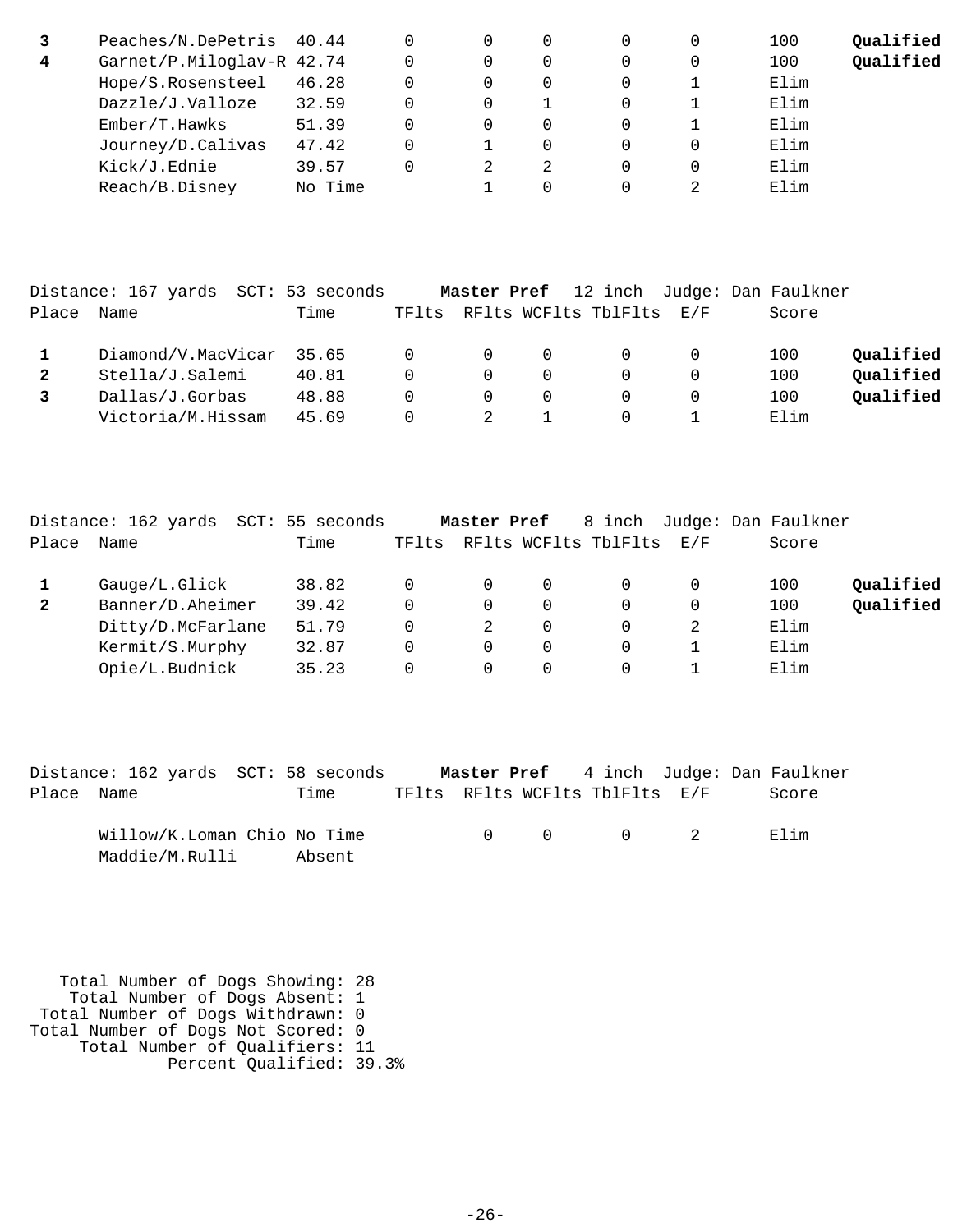| Place | Name | Time | TFlts | RFlts | WCFlts | TblFlts | E/F | Score | |
|---|---|---|---|---|---|---|---|---|---|
| **3** | Peaches/N.DePetris | 40.44 | 0 | 0 | 0 | 0 | 0 | 100 | **Qualified** |
| **4** | Garnet/P.Miloglav-R | 42.74 | 0 | 0 | 0 | 0 | 0 | 100 | **Qualified** |
| | Hope/S.Rosensteel | 46.28 | 0 | 0 | 0 | 0 | 1 | Elim | |
| | Dazzle/J.Valloze | 32.59 | 0 | 0 | 1 | 0 | 1 | Elim | |
| | Ember/T.Hawks | 51.39 | 0 | 0 | 0 | 0 | 1 | Elim | |
| | Journey/D.Calivas | 47.42 | 0 | 1 | 0 | 0 | 0 | Elim | |
| | Kick/J.Ednie | 39.57 | 0 | 2 | 2 | 0 | 0 | Elim | |
| | Reach/B.Disney | No Time | | 1 | 0 | 0 | 2 | Elim | |

Distance: 167 yards SCT: 53 seconds **Master Pref** 12 inch Judge: Dan Faulkner

| Place | Name | Time | TFlts | RFlts | WCFlts | TblFlts | E/F | Score | |
|---|---|---|---|---|---|---|---|---|---|
| **1** | Diamond/V.MacVicar | 35.65 | 0 | 0 | 0 | 0 | 0 | 100 | **Qualified** |
| **2** | Stella/J.Salemi | 40.81 | 0 | 0 | 0 | 0 | 0 | 100 | **Qualified** |
| **3** | Dallas/J.Gorbas | 48.88 | 0 | 0 | 0 | 0 | 0 | 100 | **Qualified** |
| | Victoria/M.Hissam | 45.69 | 0 | 2 | 1 | 0 | 1 | Elim | |

Distance: 162 yards SCT: 55 seconds **Master Pref** 8 inch Judge: Dan Faulkner

| Place | Name | Time | TFlts | RFlts | WCFlts | TblFlts | E/F | Score | |
|---|---|---|---|---|---|---|---|---|---|
| **1** | Gauge/L.Glick | 38.82 | 0 | 0 | 0 | 0 | 0 | 100 | **Qualified** |
| **2** | Banner/D.Aheimer | 39.42 | 0 | 0 | 0 | 0 | 0 | 100 | **Qualified** |
| | Ditty/D.McFarlane | 51.79 | 0 | 2 | 0 | 0 | 2 | Elim | |
| | Kermit/S.Murphy | 32.87 | 0 | 0 | 0 | 0 | 1 | Elim | |
| | Opie/L.Budnick | 35.23 | 0 | 0 | 0 | 0 | 1 | Elim | |

Distance: 162 yards SCT: 58 seconds **Master Pref** 4 inch Judge: Dan Faulkner

| Place | Name | Time | TFlts | RFlts | WCFlts | TblFlts | E/F | Score |
|---|---|---|---|---|---|---|---|---|
| | Willow/K.Loman Chio | No Time | | 0 | 0 | 0 | 2 | Elim |
| | Maddie/M.Rulli | Absent | | | | | | |

Total Number of Dogs Showing: 28
Total Number of Dogs Absent: 1
Total Number of Dogs Withdrawn: 0
Total Number of Dogs Not Scored: 0
Total Number of Qualifiers: 11
Percent Qualified: 39.3%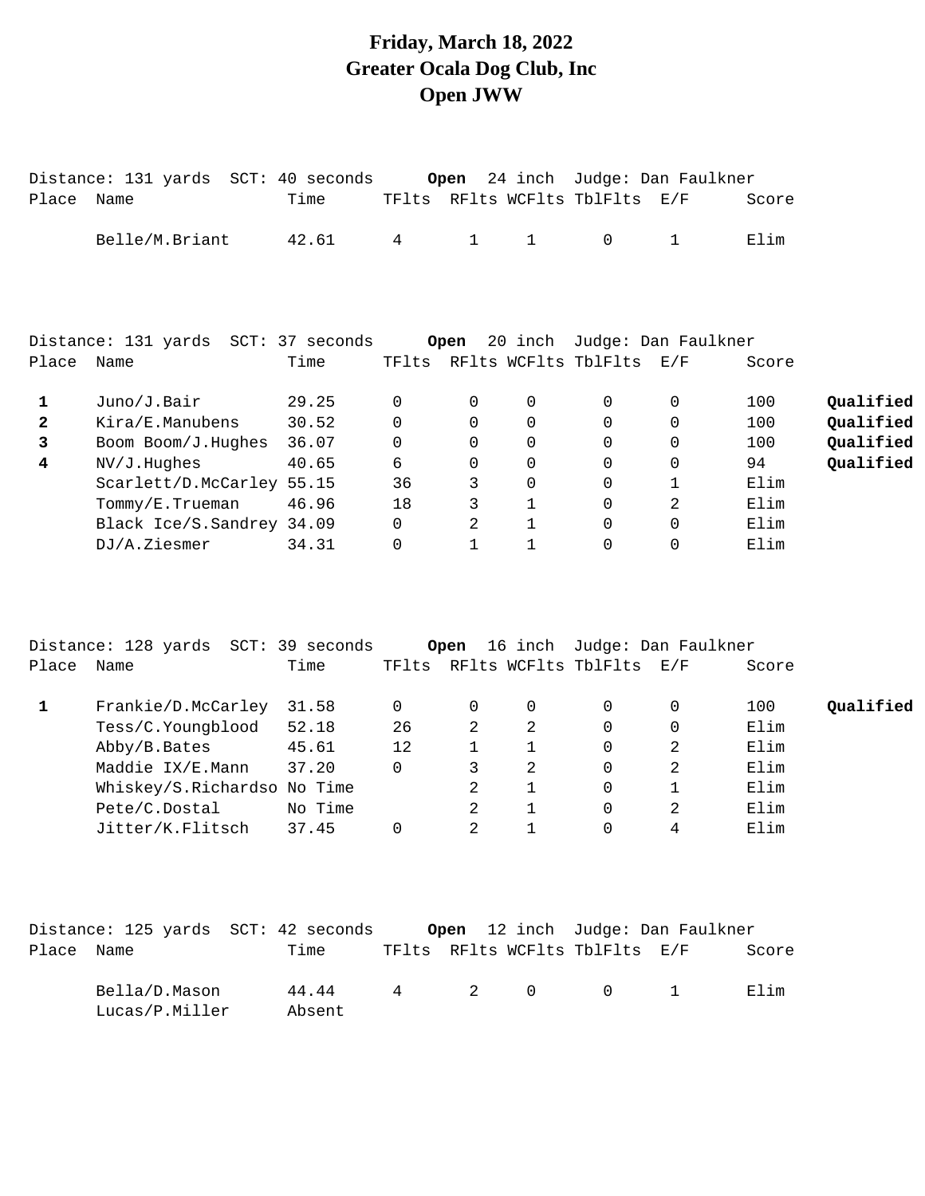# Friday, March 18, 2022
# Greater Ocala Dog Club, Inc
# Open JWW

Distance: 131 yards SCT: 40 seconds **Open** 24 inch Judge: Dan Faulkner

| Place | Name | Time | TFlts | RFlts | WCFlts | TblFlts | E/F | Score | |
|---|---|---|---|---|---|---|---|---|---|
| | Belle/M.Briant | 42.61 | 4 | 1 | 1 | 0 | 1 | Elim | |

Distance: 131 yards SCT: 37 seconds **Open** 20 inch Judge: Dan Faulkner

| Place | Name | Time | TFlts | RFlts | WCFlts | TblFlts | E/F | Score | |
|---|---|---|---|---|---|---|---|---|---|
| **1** | Juno/J.Bair | 29.25 | 0 | 0 | 0 | 0 | 0 | 100 | **Qualified** |
| **2** | Kira/E.Manubens | 30.52 | 0 | 0 | 0 | 0 | 0 | 100 | **Qualified** |
| **3** | Boom Boom/J.Hughes | 36.07 | 0 | 0 | 0 | 0 | 0 | 100 | **Qualified** |
| **4** | NV/J.Hughes | 40.65 | 6 | 0 | 0 | 0 | 0 | 94 | **Qualified** |
| | Scarlett/D.McCarley | 55.15 | 36 | 3 | 0 | 0 | 1 | Elim | |
| | Tommy/E.Trueman | 46.96 | 18 | 3 | 1 | 0 | 2 | Elim | |
| | Black Ice/S.Sandrey | 34.09 | 0 | 2 | 1 | 0 | 0 | Elim | |
| | DJ/A.Ziesmer | 34.31 | 0 | 1 | 1 | 0 | 0 | Elim | |

Distance: 128 yards SCT: 39 seconds **Open** 16 inch Judge: Dan Faulkner

| Place | Name | Time | TFlts | RFlts | WCFlts | TblFlts | E/F | Score | |
|---|---|---|---|---|---|---|---|---|---|
| **1** | Frankie/D.McCarley | 31.58 | 0 | 0 | 0 | 0 | 0 | 100 | **Qualified** |
| | Tess/C.Youngblood | 52.18 | 26 | 2 | 2 | 0 | 0 | Elim | |
| | Abby/B.Bates | 45.61 | 12 | 1 | 1 | 0 | 2 | Elim | |
| | Maddie IX/E.Mann | 37.20 | 0 | 3 | 2 | 0 | 2 | Elim | |
| | Whiskey/S.Richardso | No Time | | 2 | 1 | 0 | 1 | Elim | |
| | Pete/C.Dostal | No Time | | 2 | 1 | 0 | 2 | Elim | |
| | Jitter/K.Flitsch | 37.45 | 0 | 2 | 1 | 0 | 4 | Elim | |

Distance: 125 yards SCT: 42 seconds **Open** 12 inch Judge: Dan Faulkner

| Place | Name | Time | TFlts | RFlts | WCFlts | TblFlts | E/F | Score | |
|---|---|---|---|---|---|---|---|---|---|
| | Bella/D.Mason | 44.44 | 4 | 2 | 0 | 0 | 1 | Elim | |
| | Lucas/P.Miller | Absent | | | | | | | |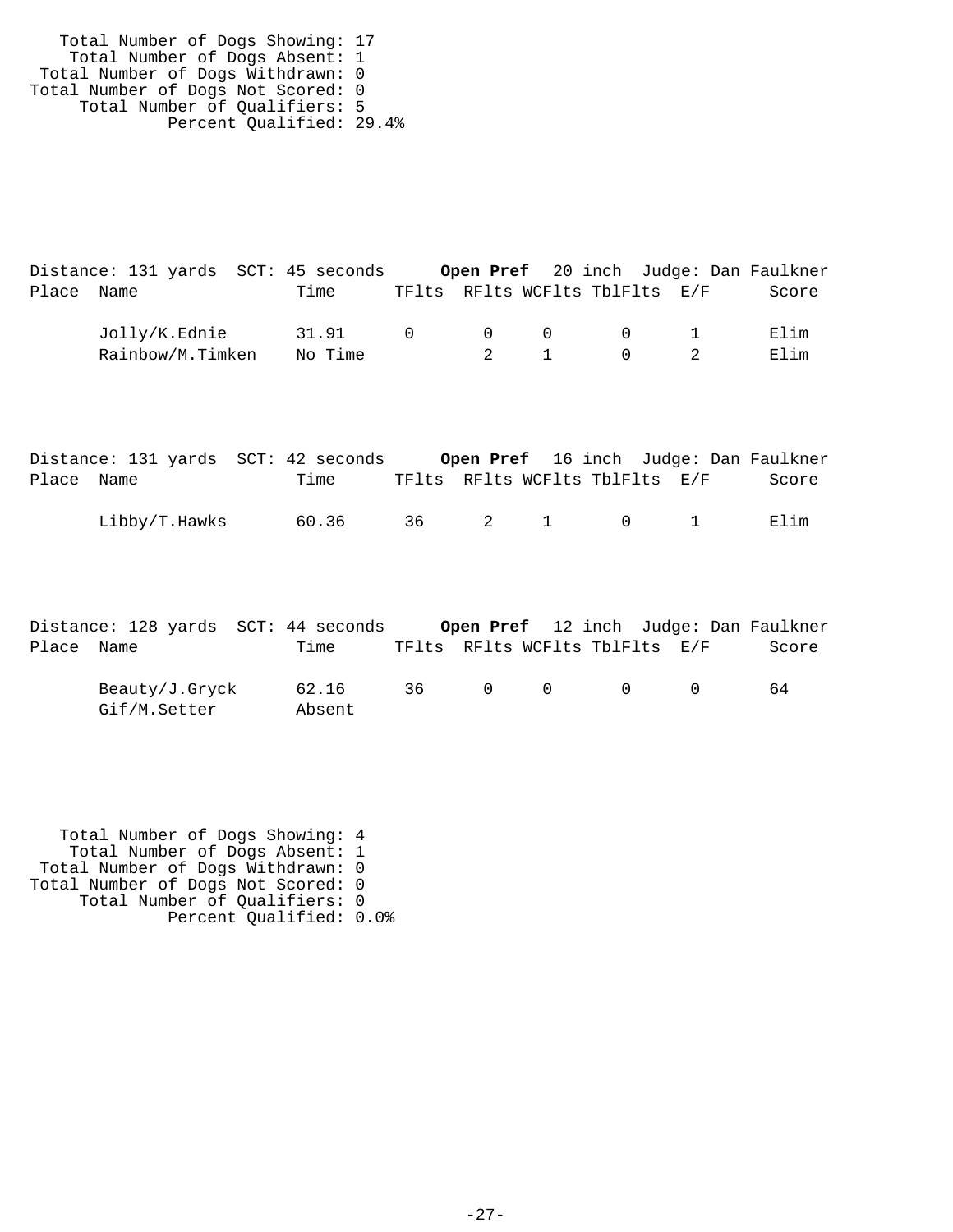Total Number of Dogs Showing: 17
Total Number of Dogs Absent: 1
Total Number of Dogs Withdrawn: 0
Total Number of Dogs Not Scored: 0
Total Number of Qualifiers: 5
Percent Qualified: 29.4%

Distance: 131 yards SCT: 45 seconds **Open Pref** 20 inch Judge: Dan Faulkner

| Place | Name | Time | TFlts | RFlts | WCFlts | TblFlts | E/F | Score |
|---|---|---|---|---|---|---|---|---|
| | Jolly/K.Ednie | 31.91 | 0 | 0 | 0 | 0 | 1 | Elim |
| | Rainbow/M.Timken | No Time | | 2 | 1 | 0 | 2 | Elim |

Distance: 131 yards SCT: 42 seconds **Open Pref** 16 inch Judge: Dan Faulkner

| Place | Name | Time | TFlts | RFlts | WCFlts | TblFlts | E/F | Score |
|---|---|---|---|---|---|---|---|---|
| | Libby/T.Hawks | 60.36 | 36 | 2 | 1 | 0 | 1 | Elim |

Distance: 128 yards SCT: 44 seconds **Open Pref** 12 inch Judge: Dan Faulkner

| Place | Name | Time | TFlts | RFlts | WCFlts | TblFlts | E/F | Score |
|---|---|---|---|---|---|---|---|---|
| | Beauty/J.Gryck | 62.16 | 36 | 0 | 0 | 0 | 0 | 64 |
| | Gif/M.Setter | Absent | | | | | | |

Total Number of Dogs Showing: 4
Total Number of Dogs Absent: 1
Total Number of Dogs Withdrawn: 0
Total Number of Dogs Not Scored: 0
Total Number of Qualifiers: 0
Percent Qualified: 0.0%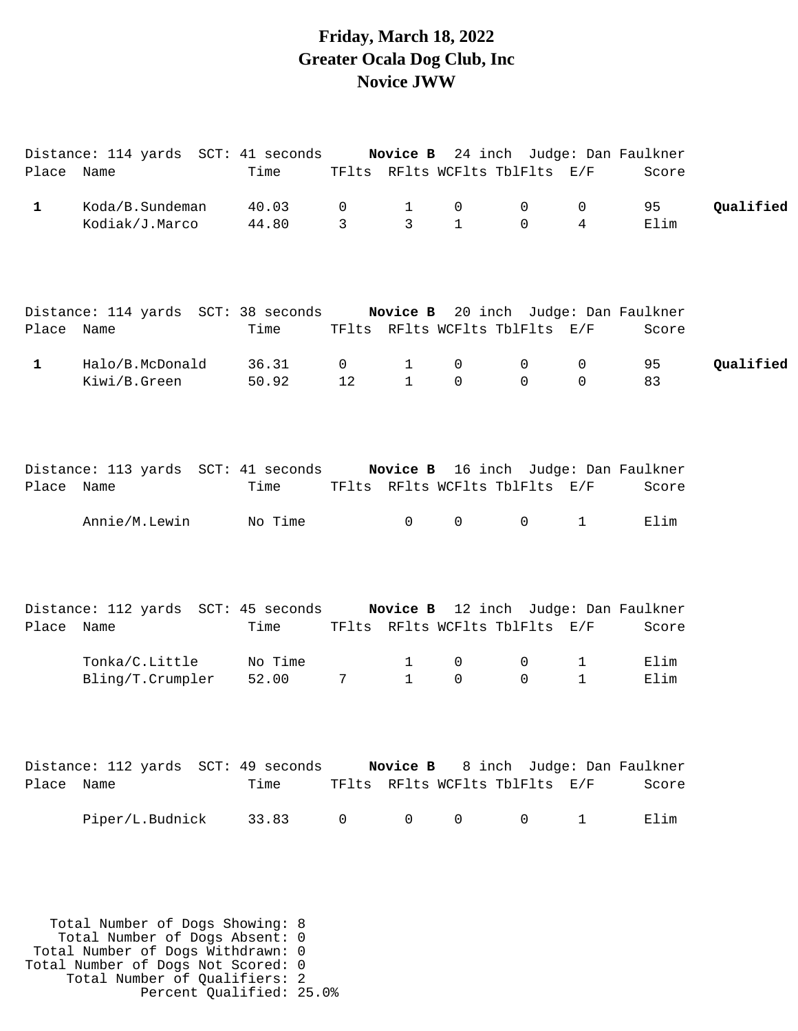# Friday, March 18, 2022
# Greater Ocala Dog Club, Inc
# Novice JWW

Distance: 114 yards SCT: 41 seconds **Novice B** 24 inch Judge: Dan Faulkner

| Place | Name | Time | TFlts | RFlts | WCFlts | TblFlts | E/F | Score | |
|---|---|---|---|---|---|---|---|---|---|
| **1** | Koda/B.Sundeman | 40.03 | 0 | 1 | 0 | 0 | 0 | 95 | **Qualified** |
| | Kodiak/J.Marco | 44.80 | 3 | 3 | 1 | 0 | 4 | Elim | |

Distance: 114 yards SCT: 38 seconds **Novice B** 20 inch Judge: Dan Faulkner

| Place | Name | Time | TFlts | RFlts | WCFlts | TblFlts | E/F | Score | |
|---|---|---|---|---|---|---|---|---|---|
| **1** | Halo/B.McDonald | 36.31 | 0 | 1 | 0 | 0 | 0 | 95 | **Qualified** |
| | Kiwi/B.Green | 50.92 | 12 | 1 | 0 | 0 | 0 | 83 | |

Distance: 113 yards SCT: 41 seconds **Novice B** 16 inch Judge: Dan Faulkner

| Place | Name | Time | TFlts | RFlts | WCFlts | TblFlts | E/F | Score |
|---|---|---|---|---|---|---|---|---|
| | Annie/M.Lewin | No Time | | 0 | 0 | 0 | 1 | Elim |

Distance: 112 yards SCT: 45 seconds **Novice B** 12 inch Judge: Dan Faulkner

| Place | Name | Time | TFlts | RFlts | WCFlts | TblFlts | E/F | Score |
|---|---|---|---|---|---|---|---|---|
| | Tonka/C.Little | No Time | | 1 | 0 | 0 | 1 | Elim |
| | Bling/T.Crumpler | 52.00 | 7 | 1 | 0 | 0 | 1 | Elim |

Distance: 112 yards SCT: 49 seconds **Novice B** 8 inch Judge: Dan Faulkner

| Place | Name | Time | TFlts | RFlts | WCFlts | TblFlts | E/F | Score |
|---|---|---|---|---|---|---|---|---|
| | Piper/L.Budnick | 33.83 | 0 | 0 | 0 | 0 | 1 | Elim |

Total Number of Dogs Showing: 8
Total Number of Dogs Absent: 0
Total Number of Dogs Withdrawn: 0
Total Number of Dogs Not Scored: 0
Total Number of Qualifiers: 2
Percent Qualified: 25.0%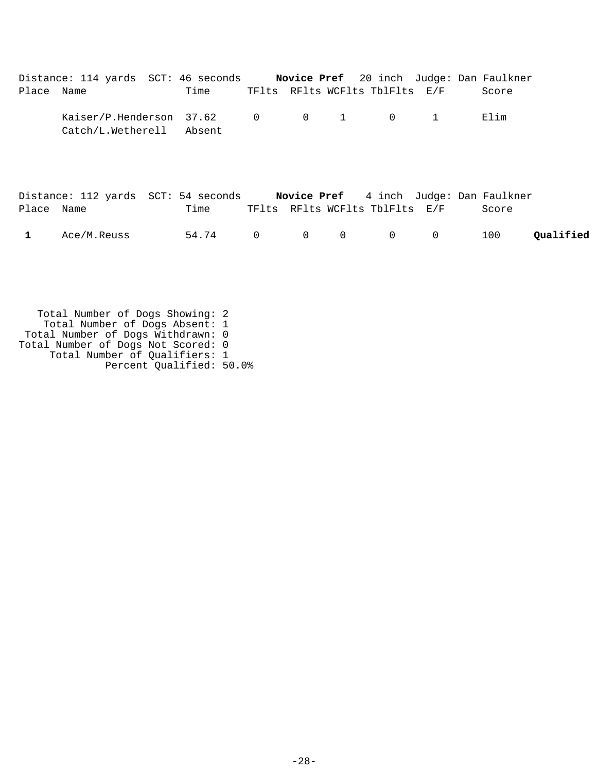Distance: 114 yards SCT: 46 seconds **Novice Pref** 20 inch Judge: Dan Faulkner

| Place | Name | Time | TFlts | RFlts | WCFlts | TblFlts | E/F | Score | |
|---|---|---|---|---|---|---|---|---|---|
| | Kaiser/P.Henderson | 37.62 | 0 | 0 | 1 | 0 | 1 | Elim | |
| | Catch/L.Wetherell | Absent | | | | | | | |

Distance: 112 yards SCT: 54 seconds **Novice Pref** 4 inch Judge: Dan Faulkner

| Place | Name | Time | TFlts | RFlts | WCFlts | TblFlts | E/F | Score | |
|---|---|---|---|---|---|---|---|---|---|
| **1** | Ace/M.Reuss | 54.74 | 0 | 0 | 0 | 0 | 0 | 100 | **Qualified** |

Total Number of Dogs Showing: 2
Total Number of Dogs Absent: 1
Total Number of Dogs Withdrawn: 0
Total Number of Dogs Not Scored: 0
Total Number of Qualifiers: 1
Percent Qualified: 50.0%